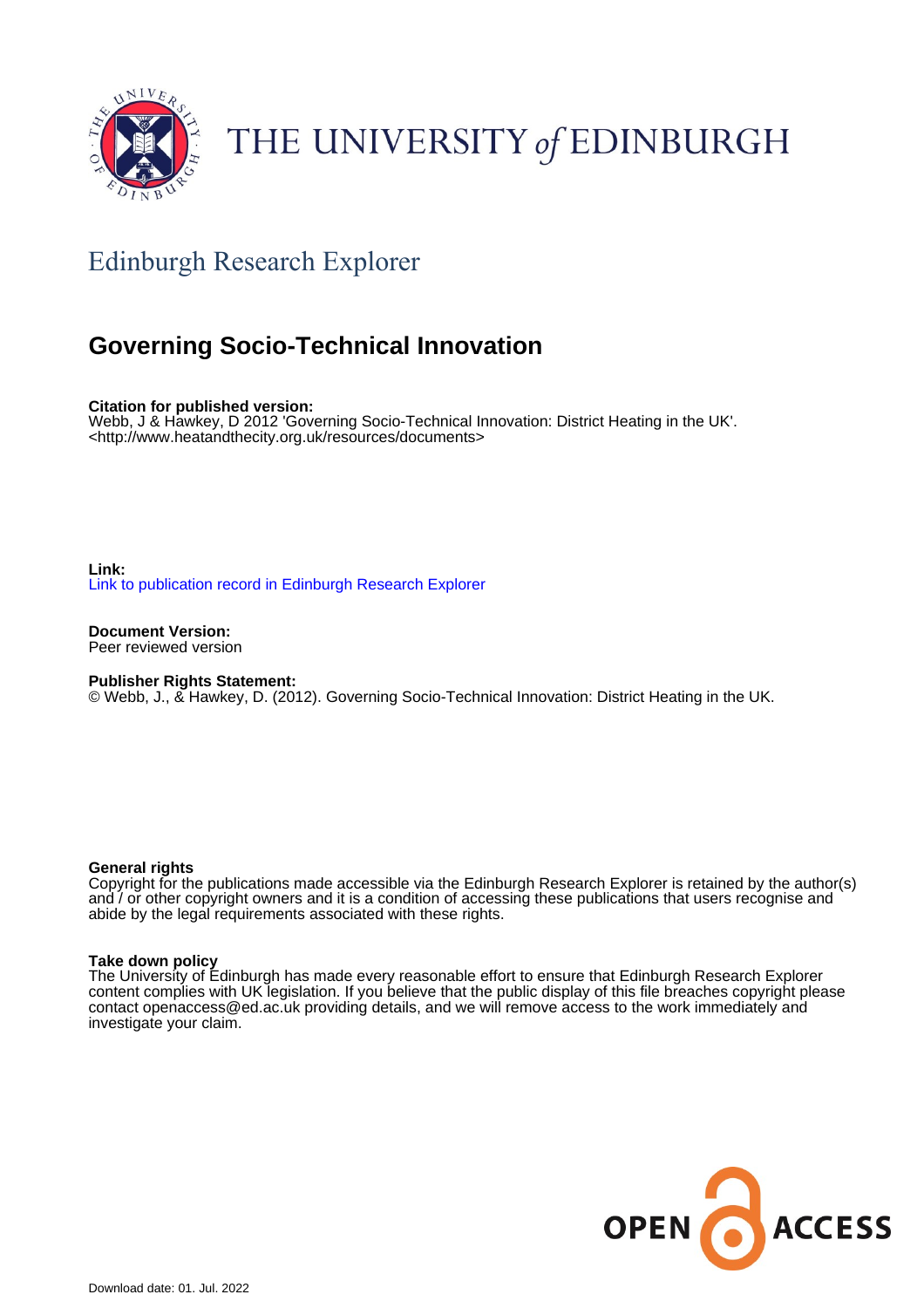THE UNIVERSITY of EDINBURGH

## Edinburgh Research Explorer

# Governing Socio-Technical Innovation

**Citation for published version:**
Webb, J & Hawkey, D 2012 'Governing Socio-Technical Innovation: District Heating in the UK'.
<http://www.heatandthecity.org.uk/resources/documents>

**Link:**
Link to publication record in Edinburgh Research Explorer

**Document Version:**
Peer reviewed version

**Publisher Rights Statement:**
© Webb, J., & Hawkey, D. (2012). Governing Socio-Technical Innovation: District Heating in the UK.

**General rights**
Copyright for the publications made accessible via the Edinburgh Research Explorer is retained by the author(s) and / or other copyright owners and it is a condition of accessing these publications that users recognise and abide by the legal requirements associated with these rights.

**Take down policy**
The University of Edinburgh has made every reasonable effort to ensure that Edinburgh Research Explorer content complies with UK legislation. If you believe that the public display of this file breaches copyright please contact openaccess@ed.ac.uk providing details, and we will remove access to the work immediately and investigate your claim.

OPEN ACCESS

Download date: 01. Jul. 2022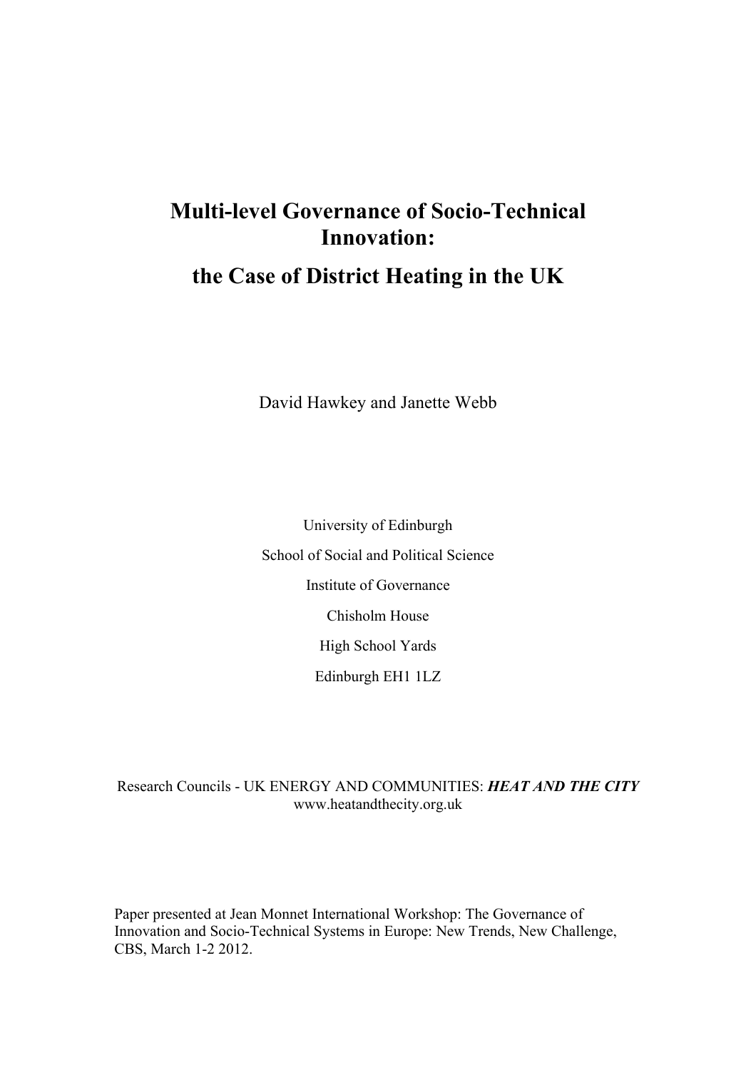# Multi-level Governance of Socio-Technical Innovation:

# the Case of District Heating in the UK

David Hawkey and Janette Webb

University of Edinburgh

School of Social and Political Science

Institute of Governance

Chisholm House

High School Yards

Edinburgh EH1 1LZ

Research Councils - UK ENERGY AND COMMUNITIES: ***HEAT AND THE CITY***
www.heatandthecity.org.uk

Paper presented at Jean Monnet International Workshop: The Governance of Innovation and Socio-Technical Systems in Europe: New Trends, New Challenge, CBS, March 1-2 2012.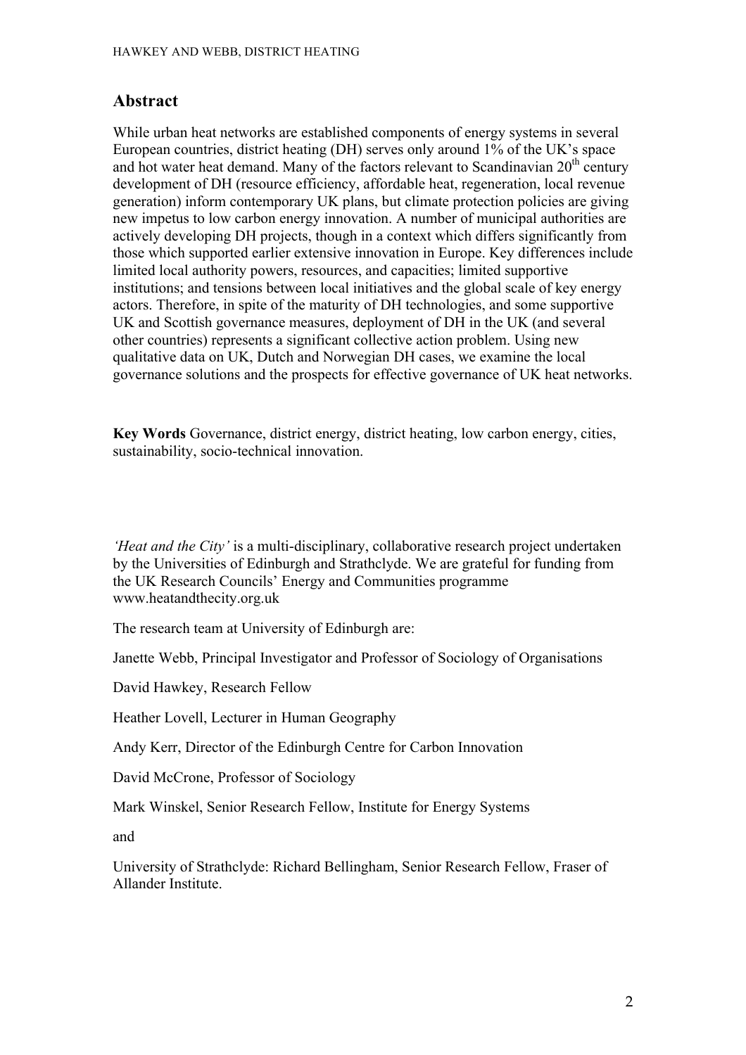## Abstract

While urban heat networks are established components of energy systems in several European countries, district heating (DH) serves only around 1% of the UK's space and hot water heat demand. Many of the factors relevant to Scandinavian 20th century development of DH (resource efficiency, affordable heat, regeneration, local revenue generation) inform contemporary UK plans, but climate protection policies are giving new impetus to low carbon energy innovation. A number of municipal authorities are actively developing DH projects, though in a context which differs significantly from those which supported earlier extensive innovation in Europe. Key differences include limited local authority powers, resources, and capacities; limited supportive institutions; and tensions between local initiatives and the global scale of key energy actors. Therefore, in spite of the maturity of DH technologies, and some supportive UK and Scottish governance measures, deployment of DH in the UK (and several other countries) represents a significant collective action problem. Using new qualitative data on UK, Dutch and Norwegian DH cases, we examine the local governance solutions and the prospects for effective governance of UK heat networks.

**Key Words** Governance, district energy, district heating, low carbon energy, cities, sustainability, socio-technical innovation.

*'Heat and the City'* is a multi-disciplinary, collaborative research project undertaken by the Universities of Edinburgh and Strathclyde. We are grateful for funding from the UK Research Councils' Energy and Communities programme www.heatandthecity.org.uk

The research team at University of Edinburgh are:

Janette Webb, Principal Investigator and Professor of Sociology of Organisations

David Hawkey, Research Fellow

Heather Lovell, Lecturer in Human Geography

Andy Kerr, Director of the Edinburgh Centre for Carbon Innovation

David McCrone, Professor of Sociology

Mark Winskel, Senior Research Fellow, Institute for Energy Systems

and

University of Strathclyde: Richard Bellingham, Senior Research Fellow, Fraser of Allander Institute.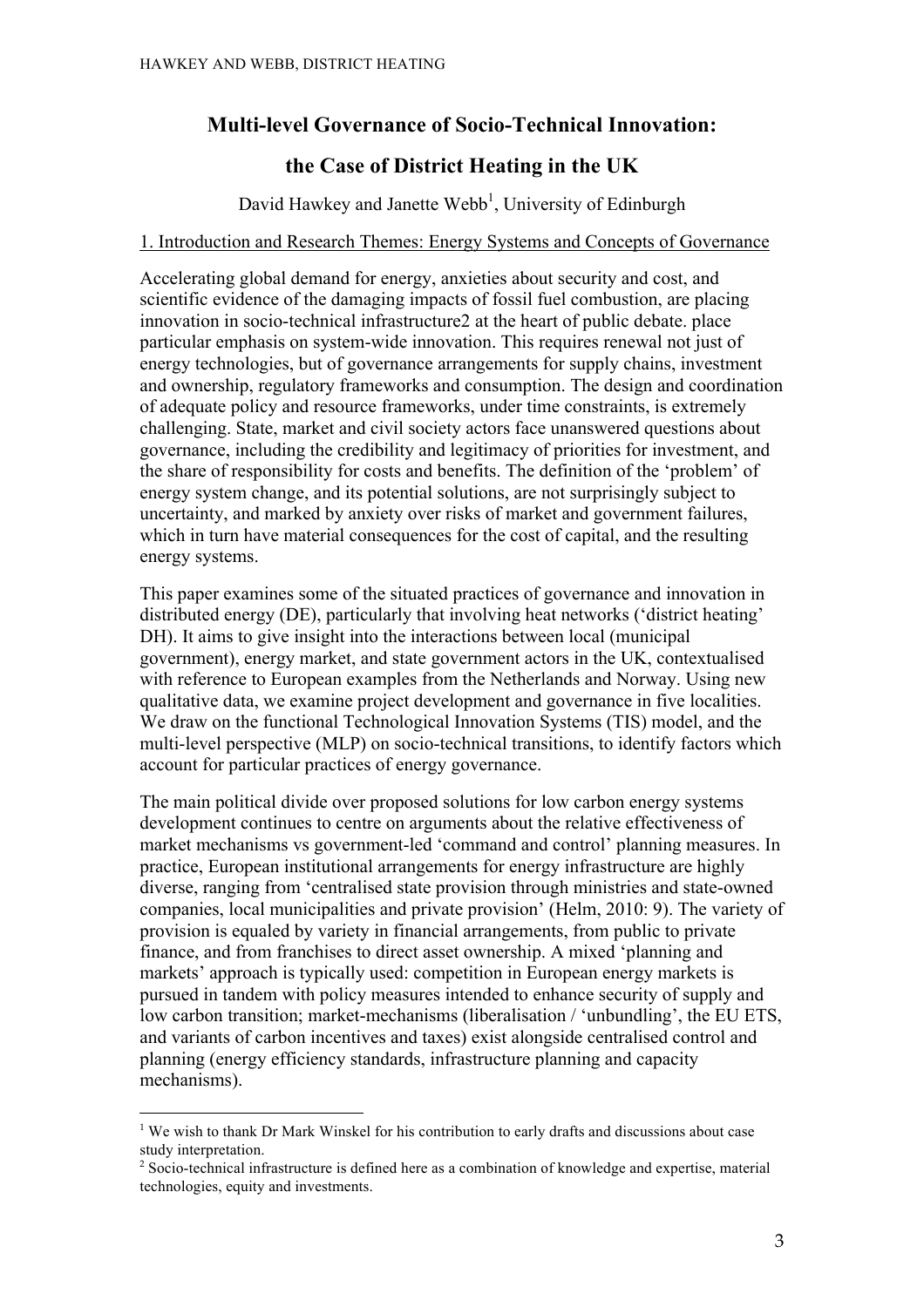# Multi-level Governance of Socio-Technical Innovation:

# the Case of District Heating in the UK

David Hawkey and Janette Webb[1], University of Edinburgh

## 1. Introduction and Research Themes: Energy Systems and Concepts of Governance

Accelerating global demand for energy, anxieties about security and cost, and scientific evidence of the damaging impacts of fossil fuel combustion, are placing innovation in socio-technical infrastructure2 at the heart of public debate. place particular emphasis on system-wide innovation. This requires renewal not just of energy technologies, but of governance arrangements for supply chains, investment and ownership, regulatory frameworks and consumption. The design and coordination of adequate policy and resource frameworks, under time constraints, is extremely challenging. State, market and civil society actors face unanswered questions about governance, including the credibility and legitimacy of priorities for investment, and the share of responsibility for costs and benefits. The definition of the 'problem' of energy system change, and its potential solutions, are not surprisingly subject to uncertainty, and marked by anxiety over risks of market and government failures, which in turn have material consequences for the cost of capital, and the resulting energy systems.

This paper examines some of the situated practices of governance and innovation in distributed energy (DE), particularly that involving heat networks ('district heating' DH). It aims to give insight into the interactions between local (municipal government), energy market, and state government actors in the UK, contextualised with reference to European examples from the Netherlands and Norway. Using new qualitative data, we examine project development and governance in five localities. We draw on the functional Technological Innovation Systems (TIS) model, and the multi-level perspective (MLP) on socio-technical transitions, to identify factors which account for particular practices of energy governance.

The main political divide over proposed solutions for low carbon energy systems development continues to centre on arguments about the relative effectiveness of market mechanisms vs government-led 'command and control' planning measures. In practice, European institutional arrangements for energy infrastructure are highly diverse, ranging from 'centralised state provision through ministries and state-owned companies, local municipalities and private provision' (Helm, 2010: 9). The variety of provision is equaled by variety in financial arrangements, from public to private finance, and from franchises to direct asset ownership. A mixed 'planning and markets' approach is typically used: competition in European energy markets is pursued in tandem with policy measures intended to enhance security of supply and low carbon transition; market-mechanisms (liberalisation / 'unbundling', the EU ETS, and variants of carbon incentives and taxes) exist alongside centralised control and planning (energy efficiency standards, infrastructure planning and capacity mechanisms).

[1] We wish to thank Dr Mark Winskel for his contribution to early drafts and discussions about case study interpretation.

[2] Socio-technical infrastructure is defined here as a combination of knowledge and expertise, material technologies, equity and investments.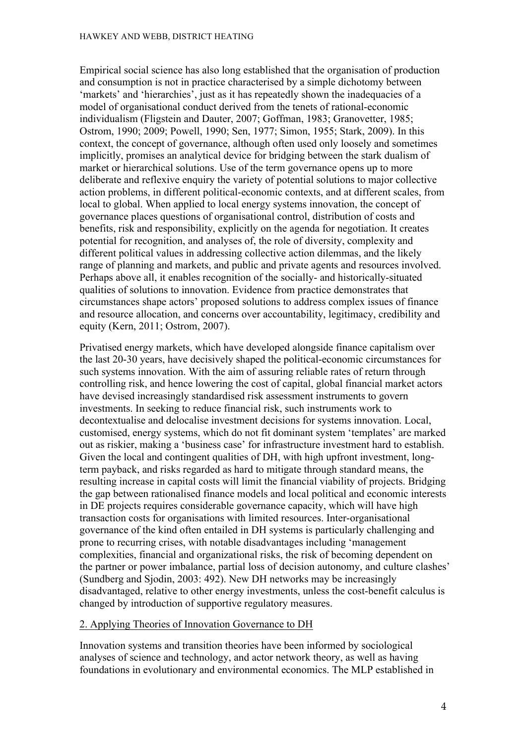Empirical social science has also long established that the organisation of production and consumption is not in practice characterised by a simple dichotomy between 'markets' and 'hierarchies', just as it has repeatedly shown the inadequacies of a model of organisational conduct derived from the tenets of rational-economic individualism (Fligstein and Dauter, 2007; Goffman, 1983; Granovetter, 1985; Ostrom, 1990; 2009; Powell, 1990; Sen, 1977; Simon, 1955; Stark, 2009). In this context, the concept of governance, although often used only loosely and sometimes implicitly, promises an analytical device for bridging between the stark dualism of market or hierarchical solutions. Use of the term governance opens up to more deliberate and reflexive enquiry the variety of potential solutions to major collective action problems, in different political-economic contexts, and at different scales, from local to global. When applied to local energy systems innovation, the concept of governance places questions of organisational control, distribution of costs and benefits, risk and responsibility, explicitly on the agenda for negotiation. It creates potential for recognition, and analyses of, the role of diversity, complexity and different political values in addressing collective action dilemmas, and the likely range of planning and markets, and public and private agents and resources involved. Perhaps above all, it enables recognition of the socially- and historically-situated qualities of solutions to innovation. Evidence from practice demonstrates that circumstances shape actors' proposed solutions to address complex issues of finance and resource allocation, and concerns over accountability, legitimacy, credibility and equity (Kern, 2011; Ostrom, 2007).

Privatised energy markets, which have developed alongside finance capitalism over the last 20-30 years, have decisively shaped the political-economic circumstances for such systems innovation. With the aim of assuring reliable rates of return through controlling risk, and hence lowering the cost of capital, global financial market actors have devised increasingly standardised risk assessment instruments to govern investments. In seeking to reduce financial risk, such instruments work to decontextualise and delocalise investment decisions for systems innovation. Local, customised, energy systems, which do not fit dominant system 'templates' are marked out as riskier, making a 'business case' for infrastructure investment hard to establish. Given the local and contingent qualities of DH, with high upfront investment, long-term payback, and risks regarded as hard to mitigate through standard means, the resulting increase in capital costs will limit the financial viability of projects. Bridging the gap between rationalised finance models and local political and economic interests in DE projects requires considerable governance capacity, which will have high transaction costs for organisations with limited resources. Inter-organisational governance of the kind often entailed in DH systems is particularly challenging and prone to recurring crises, with notable disadvantages including 'management complexities, financial and organizational risks, the risk of becoming dependent on the partner or power imbalance, partial loss of decision autonomy, and culture clashes' (Sundberg and Sjodin, 2003: 492). New DH networks may be increasingly disadvantaged, relative to other energy investments, unless the cost-benefit calculus is changed by introduction of supportive regulatory measures.

## 2. Applying Theories of Innovation Governance to DH

Innovation systems and transition theories have been informed by sociological analyses of science and technology, and actor network theory, as well as having foundations in evolutionary and environmental economics. The MLP established in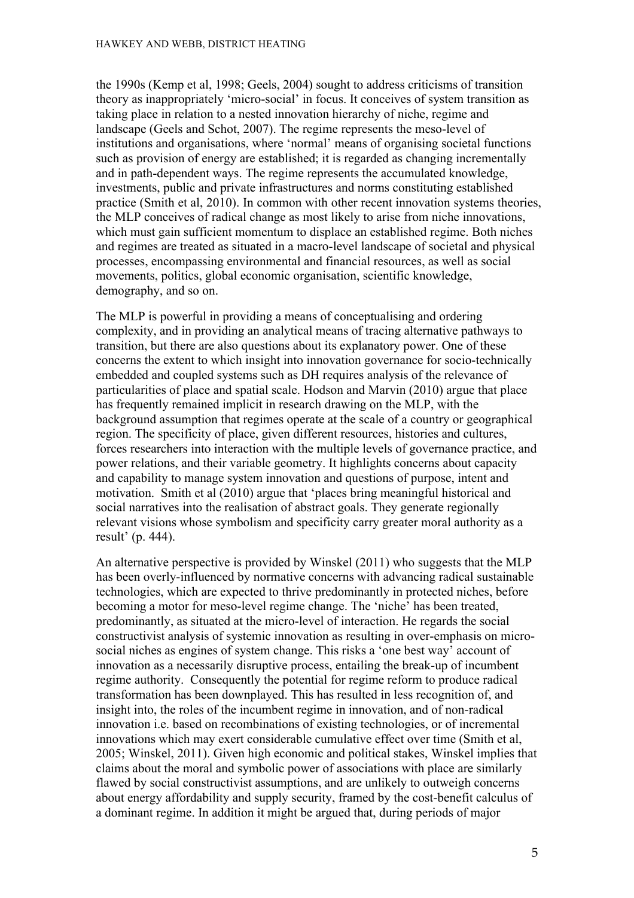the 1990s (Kemp et al, 1998; Geels, 2004) sought to address criticisms of transition theory as inappropriately 'micro-social' in focus. It conceives of system transition as taking place in relation to a nested innovation hierarchy of niche, regime and landscape (Geels and Schot, 2007). The regime represents the meso-level of institutions and organisations, where 'normal' means of organising societal functions such as provision of energy are established; it is regarded as changing incrementally and in path-dependent ways. The regime represents the accumulated knowledge, investments, public and private infrastructures and norms constituting established practice (Smith et al, 2010). In common with other recent innovation systems theories, the MLP conceives of radical change as most likely to arise from niche innovations, which must gain sufficient momentum to displace an established regime. Both niches and regimes are treated as situated in a macro-level landscape of societal and physical processes, encompassing environmental and financial resources, as well as social movements, politics, global economic organisation, scientific knowledge, demography, and so on.

The MLP is powerful in providing a means of conceptualising and ordering complexity, and in providing an analytical means of tracing alternative pathways to transition, but there are also questions about its explanatory power. One of these concerns the extent to which insight into innovation governance for socio-technically embedded and coupled systems such as DH requires analysis of the relevance of particularities of place and spatial scale. Hodson and Marvin (2010) argue that place has frequently remained implicit in research drawing on the MLP, with the background assumption that regimes operate at the scale of a country or geographical region. The specificity of place, given different resources, histories and cultures, forces researchers into interaction with the multiple levels of governance practice, and power relations, and their variable geometry. It highlights concerns about capacity and capability to manage system innovation and questions of purpose, intent and motivation. Smith et al (2010) argue that 'places bring meaningful historical and social narratives into the realisation of abstract goals. They generate regionally relevant visions whose symbolism and specificity carry greater moral authority as a result' (p. 444).

An alternative perspective is provided by Winskel (2011) who suggests that the MLP has been overly-influenced by normative concerns with advancing radical sustainable technologies, which are expected to thrive predominantly in protected niches, before becoming a motor for meso-level regime change. The 'niche' has been treated, predominantly, as situated at the micro-level of interaction. He regards the social constructivist analysis of systemic innovation as resulting in over-emphasis on micro-social niches as engines of system change. This risks a 'one best way' account of innovation as a necessarily disruptive process, entailing the break-up of incumbent regime authority. Consequently the potential for regime reform to produce radical transformation has been downplayed. This has resulted in less recognition of, and insight into, the roles of the incumbent regime in innovation, and of non-radical innovation i.e. based on recombinations of existing technologies, or of incremental innovations which may exert considerable cumulative effect over time (Smith et al, 2005; Winskel, 2011). Given high economic and political stakes, Winskel implies that claims about the moral and symbolic power of associations with place are similarly flawed by social constructivist assumptions, and are unlikely to outweigh concerns about energy affordability and supply security, framed by the cost-benefit calculus of a dominant regime. In addition it might be argued that, during periods of major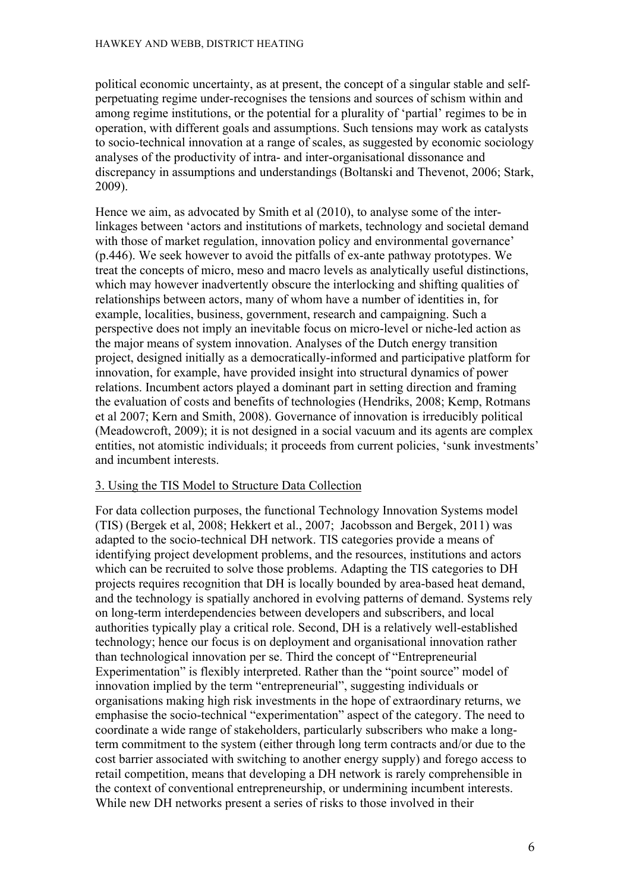political economic uncertainty, as at present, the concept of a singular stable and self-perpetuating regime under-recognises the tensions and sources of schism within and among regime institutions, or the potential for a plurality of 'partial' regimes to be in operation, with different goals and assumptions. Such tensions may work as catalysts to socio-technical innovation at a range of scales, as suggested by economic sociology analyses of the productivity of intra- and inter-organisational dissonance and discrepancy in assumptions and understandings (Boltanski and Thevenot, 2006; Stark, 2009).

Hence we aim, as advocated by Smith et al (2010), to analyse some of the inter-linkages between 'actors and institutions of markets, technology and societal demand with those of market regulation, innovation policy and environmental governance' (p.446). We seek however to avoid the pitfalls of ex-ante pathway prototypes. We treat the concepts of micro, meso and macro levels as analytically useful distinctions, which may however inadvertently obscure the interlocking and shifting qualities of relationships between actors, many of whom have a number of identities in, for example, localities, business, government, research and campaigning. Such a perspective does not imply an inevitable focus on micro-level or niche-led action as the major means of system innovation. Analyses of the Dutch energy transition project, designed initially as a democratically-informed and participative platform for innovation, for example, have provided insight into structural dynamics of power relations. Incumbent actors played a dominant part in setting direction and framing the evaluation of costs and benefits of technologies (Hendriks, 2008; Kemp, Rotmans et al 2007; Kern and Smith, 2008). Governance of innovation is irreducibly political (Meadowcroft, 2009); it is not designed in a social vacuum and its agents are complex entities, not atomistic individuals; it proceeds from current policies, 'sunk investments' and incumbent interests.

## 3. Using the TIS Model to Structure Data Collection

For data collection purposes, the functional Technology Innovation Systems model (TIS) (Bergek et al, 2008; Hekkert et al., 2007; Jacobsson and Bergek, 2011) was adapted to the socio-technical DH network. TIS categories provide a means of identifying project development problems, and the resources, institutions and actors which can be recruited to solve those problems. Adapting the TIS categories to DH projects requires recognition that DH is locally bounded by area-based heat demand, and the technology is spatially anchored in evolving patterns of demand. Systems rely on long-term interdependencies between developers and subscribers, and local authorities typically play a critical role. Second, DH is a relatively well-established technology; hence our focus is on deployment and organisational innovation rather than technological innovation per se. Third the concept of "Entrepreneurial Experimentation" is flexibly interpreted. Rather than the "point source" model of innovation implied by the term "entrepreneurial", suggesting individuals or organisations making high risk investments in the hope of extraordinary returns, we emphasise the socio-technical "experimentation" aspect of the category. The need to coordinate a wide range of stakeholders, particularly subscribers who make a long-term commitment to the system (either through long term contracts and/or due to the cost barrier associated with switching to another energy supply) and forego access to retail competition, means that developing a DH network is rarely comprehensible in the context of conventional entrepreneurship, or undermining incumbent interests. While new DH networks present a series of risks to those involved in their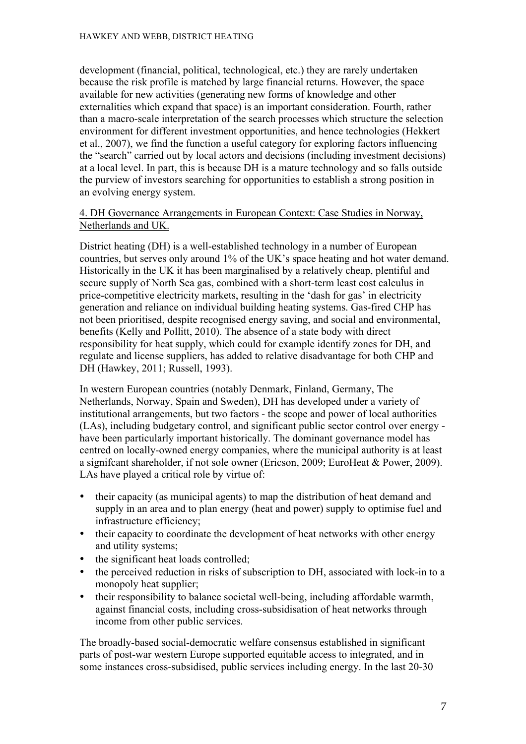development (financial, political, technological, etc.) they are rarely undertaken because the risk profile is matched by large financial returns. However, the space available for new activities (generating new forms of knowledge and other externalities which expand that space) is an important consideration. Fourth, rather than a macro-scale interpretation of the search processes which structure the selection environment for different investment opportunities, and hence technologies (Hekkert et al., 2007), we find the function a useful category for exploring factors influencing the "search" carried out by local actors and decisions (including investment decisions) at a local level. In part, this is because DH is a mature technology and so falls outside the purview of investors searching for opportunities to establish a strong position in an evolving energy system.

## 4. DH Governance Arrangements in European Context: Case Studies in Norway, Netherlands and UK.

District heating (DH) is a well-established technology in a number of European countries, but serves only around 1% of the UK's space heating and hot water demand. Historically in the UK it has been marginalised by a relatively cheap, plentiful and secure supply of North Sea gas, combined with a short-term least cost calculus in price-competitive electricity markets, resulting in the 'dash for gas' in electricity generation and reliance on individual building heating systems. Gas-fired CHP has not been prioritised, despite recognised energy saving, and social and environmental, benefits (Kelly and Pollitt, 2010). The absence of a state body with direct responsibility for heat supply, which could for example identify zones for DH, and regulate and license suppliers, has added to relative disadvantage for both CHP and DH (Hawkey, 2011; Russell, 1993).

In western European countries (notably Denmark, Finland, Germany, The Netherlands, Norway, Spain and Sweden), DH has developed under a variety of institutional arrangements, but two factors - the scope and power of local authorities (LAs), including budgetary control, and significant public sector control over energy - have been particularly important historically. The dominant governance model has centred on locally-owned energy companies, where the municipal authority is at least a signifcant shareholder, if not sole owner (Ericson, 2009; EuroHeat & Power, 2009). LAs have played a critical role by virtue of:

- their capacity (as municipal agents) to map the distribution of heat demand and supply in an area and to plan energy (heat and power) supply to optimise fuel and infrastructure efficiency;
- their capacity to coordinate the development of heat networks with other energy and utility systems;
- the significant heat loads controlled;
- the perceived reduction in risks of subscription to DH, associated with lock-in to a monopoly heat supplier;
- their responsibility to balance societal well-being, including affordable warmth, against financial costs, including cross-subsidisation of heat networks through income from other public services.

The broadly-based social-democratic welfare consensus established in significant parts of post-war western Europe supported equitable access to integrated, and in some instances cross-subsidised, public services including energy. In the last 20-30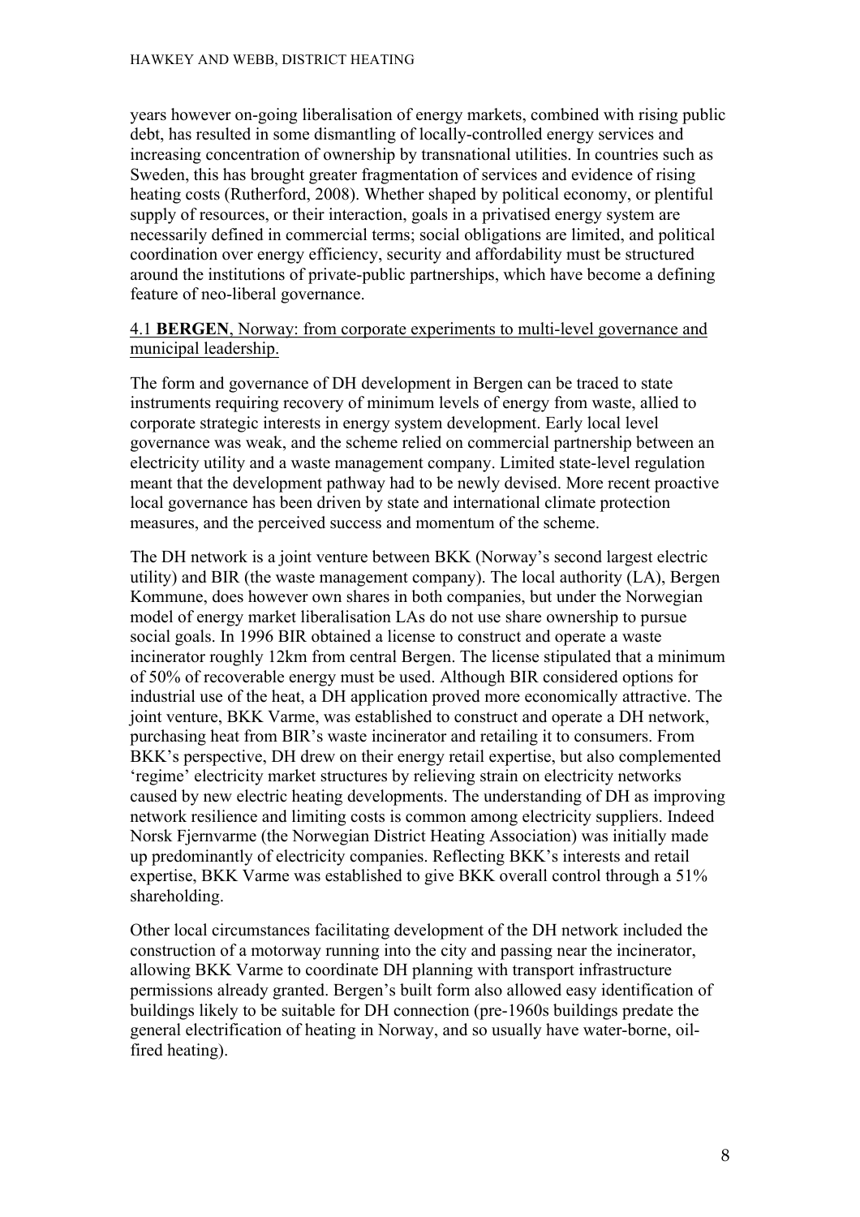years however on-going liberalisation of energy markets, combined with rising public debt, has resulted in some dismantling of locally-controlled energy services and increasing concentration of ownership by transnational utilities. In countries such as Sweden, this has brought greater fragmentation of services and evidence of rising heating costs (Rutherford, 2008). Whether shaped by political economy, or plentiful supply of resources, or their interaction, goals in a privatised energy system are necessarily defined in commercial terms; social obligations are limited, and political coordination over energy efficiency, security and affordability must be structured around the institutions of private-public partnerships, which have become a defining feature of neo-liberal governance.

### 4.1 **BERGEN**, Norway: from corporate experiments to multi-level governance and municipal leadership.

The form and governance of DH development in Bergen can be traced to state instruments requiring recovery of minimum levels of energy from waste, allied to corporate strategic interests in energy system development. Early local level governance was weak, and the scheme relied on commercial partnership between an electricity utility and a waste management company. Limited state-level regulation meant that the development pathway had to be newly devised. More recent proactive local governance has been driven by state and international climate protection measures, and the perceived success and momentum of the scheme.

The DH network is a joint venture between BKK (Norway's second largest electric utility) and BIR (the waste management company). The local authority (LA), Bergen Kommune, does however own shares in both companies, but under the Norwegian model of energy market liberalisation LAs do not use share ownership to pursue social goals. In 1996 BIR obtained a license to construct and operate a waste incinerator roughly 12km from central Bergen. The license stipulated that a minimum of 50% of recoverable energy must be used. Although BIR considered options for industrial use of the heat, a DH application proved more economically attractive. The joint venture, BKK Varme, was established to construct and operate a DH network, purchasing heat from BIR's waste incinerator and retailing it to consumers. From BKK's perspective, DH drew on their energy retail expertise, but also complemented 'regime' electricity market structures by relieving strain on electricity networks caused by new electric heating developments. The understanding of DH as improving network resilience and limiting costs is common among electricity suppliers. Indeed Norsk Fjernvarme (the Norwegian District Heating Association) was initially made up predominantly of electricity companies. Reflecting BKK's interests and retail expertise, BKK Varme was established to give BKK overall control through a 51% shareholding.

Other local circumstances facilitating development of the DH network included the construction of a motorway running into the city and passing near the incinerator, allowing BKK Varme to coordinate DH planning with transport infrastructure permissions already granted. Bergen's built form also allowed easy identification of buildings likely to be suitable for DH connection (pre-1960s buildings predate the general electrification of heating in Norway, and so usually have water-borne, oil-fired heating).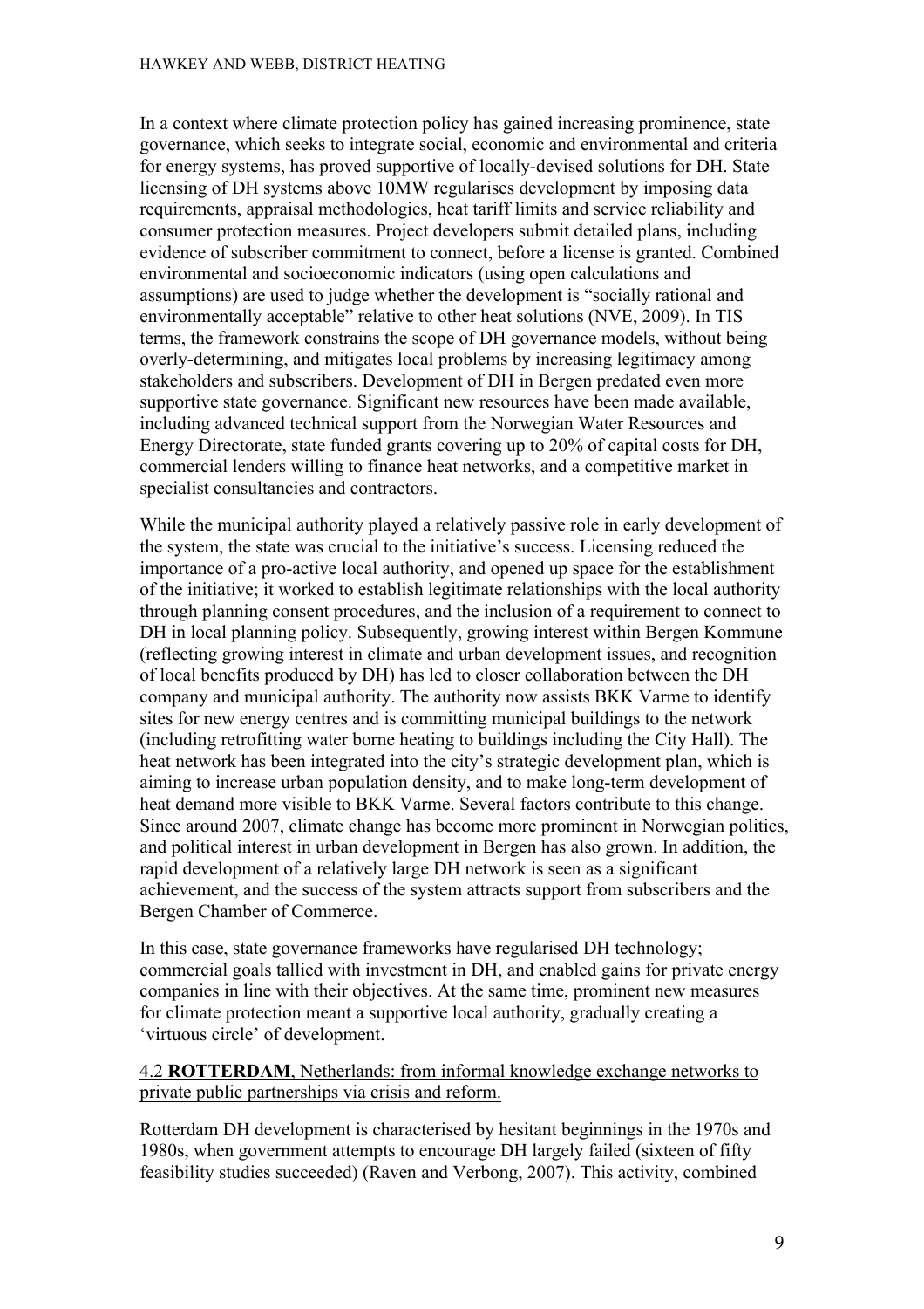In a context where climate protection policy has gained increasing prominence, state governance, which seeks to integrate social, economic and environmental and criteria for energy systems, has proved supportive of locally-devised solutions for DH. State licensing of DH systems above 10MW regularises development by imposing data requirements, appraisal methodologies, heat tariff limits and service reliability and consumer protection measures. Project developers submit detailed plans, including evidence of subscriber commitment to connect, before a license is granted. Combined environmental and socioeconomic indicators (using open calculations and assumptions) are used to judge whether the development is "socially rational and environmentally acceptable" relative to other heat solutions (NVE, 2009). In TIS terms, the framework constrains the scope of DH governance models, without being overly-determining, and mitigates local problems by increasing legitimacy among stakeholders and subscribers. Development of DH in Bergen predated even more supportive state governance. Significant new resources have been made available, including advanced technical support from the Norwegian Water Resources and Energy Directorate, state funded grants covering up to 20% of capital costs for DH, commercial lenders willing to finance heat networks, and a competitive market in specialist consultancies and contractors.

While the municipal authority played a relatively passive role in early development of the system, the state was crucial to the initiative's success. Licensing reduced the importance of a pro-active local authority, and opened up space for the establishment of the initiative; it worked to establish legitimate relationships with the local authority through planning consent procedures, and the inclusion of a requirement to connect to DH in local planning policy. Subsequently, growing interest within Bergen Kommune (reflecting growing interest in climate and urban development issues, and recognition of local benefits produced by DH) has led to closer collaboration between the DH company and municipal authority. The authority now assists BKK Varme to identify sites for new energy centres and is committing municipal buildings to the network (including retrofitting water borne heating to buildings including the City Hall). The heat network has been integrated into the city's strategic development plan, which is aiming to increase urban population density, and to make long-term development of heat demand more visible to BKK Varme. Several factors contribute to this change. Since around 2007, climate change has become more prominent in Norwegian politics, and political interest in urban development in Bergen has also grown. In addition, the rapid development of a relatively large DH network is seen as a significant achievement, and the success of the system attracts support from subscribers and the Bergen Chamber of Commerce.

In this case, state governance frameworks have regularised DH technology; commercial goals tallied with investment in DH, and enabled gains for private energy companies in line with their objectives. At the same time, prominent new measures for climate protection meant a supportive local authority, gradually creating a 'virtuous circle' of development.

### 4.2 **ROTTERDAM**, Netherlands: from informal knowledge exchange networks to private public partnerships via crisis and reform.

Rotterdam DH development is characterised by hesitant beginnings in the 1970s and 1980s, when government attempts to encourage DH largely failed (sixteen of fifty feasibility studies succeeded) (Raven and Verbong, 2007). This activity, combined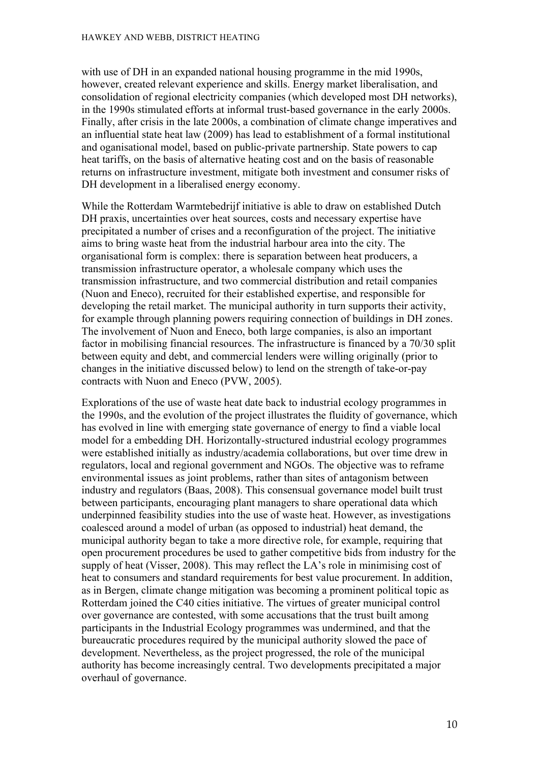with use of DH in an expanded national housing programme in the mid 1990s, however, created relevant experience and skills. Energy market liberalisation, and consolidation of regional electricity companies (which developed most DH networks), in the 1990s stimulated efforts at informal trust-based governance in the early 2000s. Finally, after crisis in the late 2000s, a combination of climate change imperatives and an influential state heat law (2009) has lead to establishment of a formal institutional and oganisational model, based on public-private partnership. State powers to cap heat tariffs, on the basis of alternative heating cost and on the basis of reasonable returns on infrastructure investment, mitigate both investment and consumer risks of DH development in a liberalised energy economy.

While the Rotterdam Warmtebedrijf initiative is able to draw on established Dutch DH praxis, uncertainties over heat sources, costs and necessary expertise have precipitated a number of crises and a reconfiguration of the project. The initiative aims to bring waste heat from the industrial harbour area into the city. The organisational form is complex: there is separation between heat producers, a transmission infrastructure operator, a wholesale company which uses the transmission infrastructure, and two commercial distribution and retail companies (Nuon and Eneco), recruited for their established expertise, and responsible for developing the retail market. The municipal authority in turn supports their activity, for example through planning powers requiring connection of buildings in DH zones. The involvement of Nuon and Eneco, both large companies, is also an important factor in mobilising financial resources. The infrastructure is financed by a 70/30 split between equity and debt, and commercial lenders were willing originally (prior to changes in the initiative discussed below) to lend on the strength of take-or-pay contracts with Nuon and Eneco (PVW, 2005).

Explorations of the use of waste heat date back to industrial ecology programmes in the 1990s, and the evolution of the project illustrates the fluidity of governance, which has evolved in line with emerging state governance of energy to find a viable local model for a embedding DH. Horizontally-structured industrial ecology programmes were established initially as industry/academia collaborations, but over time drew in regulators, local and regional government and NGOs. The objective was to reframe environmental issues as joint problems, rather than sites of antagonism between industry and regulators (Baas, 2008). This consensual governance model built trust between participants, encouraging plant managers to share operational data which underpinned feasibility studies into the use of waste heat. However, as investigations coalesced around a model of urban (as opposed to industrial) heat demand, the municipal authority began to take a more directive role, for example, requiring that open procurement procedures be used to gather competitive bids from industry for the supply of heat (Visser, 2008). This may reflect the LA's role in minimising cost of heat to consumers and standard requirements for best value procurement. In addition, as in Bergen, climate change mitigation was becoming a prominent political topic as Rotterdam joined the C40 cities initiative. The virtues of greater municipal control over governance are contested, with some accusations that the trust built among participants in the Industrial Ecology programmes was undermined, and that the bureaucratic procedures required by the municipal authority slowed the pace of development. Nevertheless, as the project progressed, the role of the municipal authority has become increasingly central. Two developments precipitated a major overhaul of governance.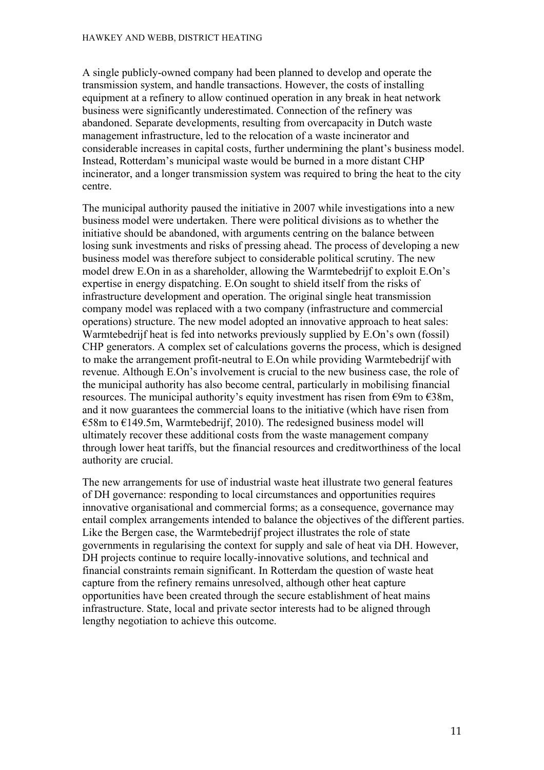A single publicly-owned company had been planned to develop and operate the transmission system, and handle transactions. However, the costs of installing equipment at a refinery to allow continued operation in any break in heat network business were significantly underestimated. Connection of the refinery was abandoned. Separate developments, resulting from overcapacity in Dutch waste management infrastructure, led to the relocation of a waste incinerator and considerable increases in capital costs, further undermining the plant's business model. Instead, Rotterdam's municipal waste would be burned in a more distant CHP incinerator, and a longer transmission system was required to bring the heat to the city centre.

The municipal authority paused the initiative in 2007 while investigations into a new business model were undertaken. There were political divisions as to whether the initiative should be abandoned, with arguments centring on the balance between losing sunk investments and risks of pressing ahead. The process of developing a new business model was therefore subject to considerable political scrutiny. The new model drew E.On in as a shareholder, allowing the Warmtebedrijf to exploit E.On's expertise in energy dispatching. E.On sought to shield itself from the risks of infrastructure development and operation. The original single heat transmission company model was replaced with a two company (infrastructure and commercial operations) structure. The new model adopted an innovative approach to heat sales: Warmtebedrijf heat is fed into networks previously supplied by E.On's own (fossil) CHP generators. A complex set of calculations governs the process, which is designed to make the arrangement profit-neutral to E.On while providing Warmtebedrijf with revenue. Although E.On's involvement is crucial to the new business case, the role of the municipal authority has also become central, particularly in mobilising financial resources. The municipal authority's equity investment has risen from €9m to €38m, and it now guarantees the commercial loans to the initiative (which have risen from €58m to €149.5m, Warmtebedrijf, 2010). The redesigned business model will ultimately recover these additional costs from the waste management company through lower heat tariffs, but the financial resources and creditworthiness of the local authority are crucial.

The new arrangements for use of industrial waste heat illustrate two general features of DH governance: responding to local circumstances and opportunities requires innovative organisational and commercial forms; as a consequence, governance may entail complex arrangements intended to balance the objectives of the different parties. Like the Bergen case, the Warmtebedrijf project illustrates the role of state governments in regularising the context for supply and sale of heat via DH. However, DH projects continue to require locally-innovative solutions, and technical and financial constraints remain significant. In Rotterdam the question of waste heat capture from the refinery remains unresolved, although other heat capture opportunities have been created through the secure establishment of heat mains infrastructure. State, local and private sector interests had to be aligned through lengthy negotiation to achieve this outcome.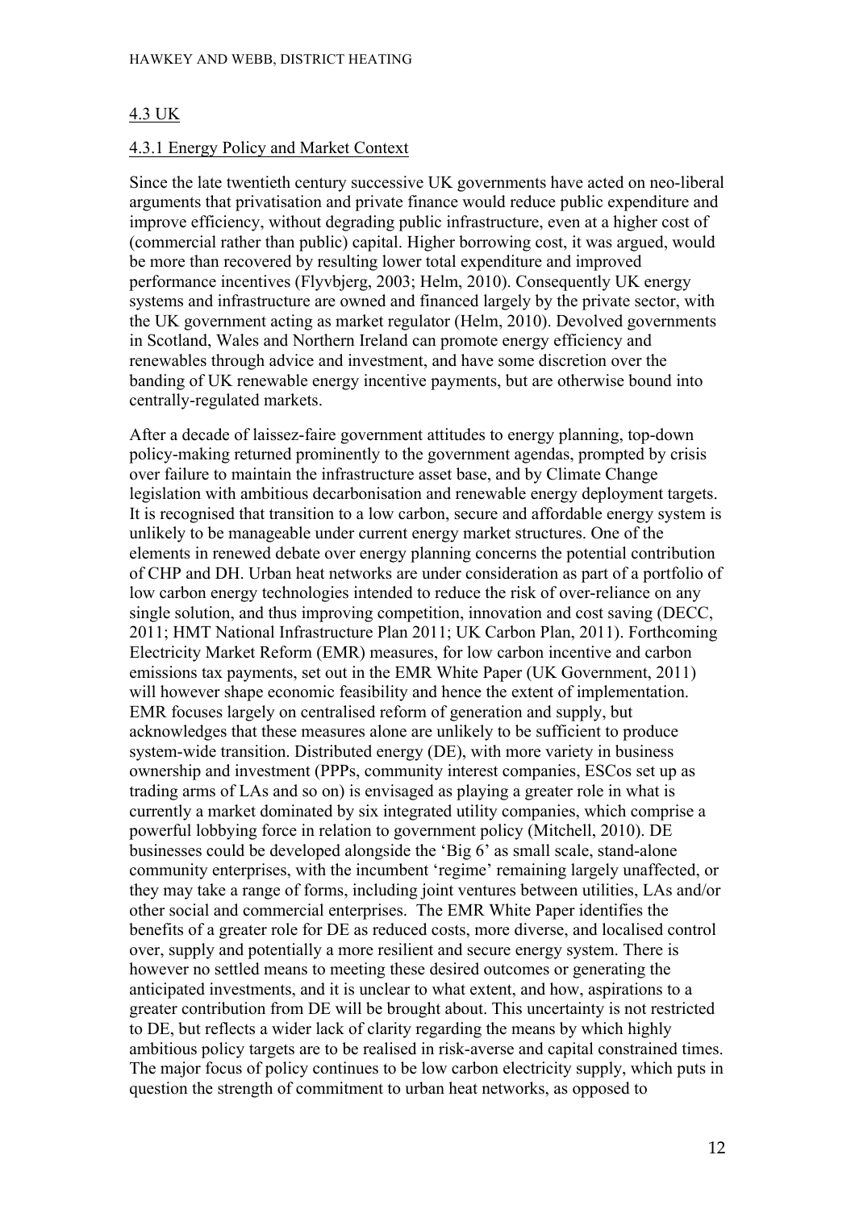## 4.3 UK

### 4.3.1 Energy Policy and Market Context

Since the late twentieth century successive UK governments have acted on neo-liberal arguments that privatisation and private finance would reduce public expenditure and improve efficiency, without degrading public infrastructure, even at a higher cost of (commercial rather than public) capital. Higher borrowing cost, it was argued, would be more than recovered by resulting lower total expenditure and improved performance incentives (Flyvbjerg, 2003; Helm, 2010). Consequently UK energy systems and infrastructure are owned and financed largely by the private sector, with the UK government acting as market regulator (Helm, 2010). Devolved governments in Scotland, Wales and Northern Ireland can promote energy efficiency and renewables through advice and investment, and have some discretion over the banding of UK renewable energy incentive payments, but are otherwise bound into centrally-regulated markets.

After a decade of laissez-faire government attitudes to energy planning, top-down policy-making returned prominently to the government agendas, prompted by crisis over failure to maintain the infrastructure asset base, and by Climate Change legislation with ambitious decarbonisation and renewable energy deployment targets. It is recognised that transition to a low carbon, secure and affordable energy system is unlikely to be manageable under current energy market structures. One of the elements in renewed debate over energy planning concerns the potential contribution of CHP and DH. Urban heat networks are under consideration as part of a portfolio of low carbon energy technologies intended to reduce the risk of over-reliance on any single solution, and thus improving competition, innovation and cost saving (DECC, 2011; HMT National Infrastructure Plan 2011; UK Carbon Plan, 2011). Forthcoming Electricity Market Reform (EMR) measures, for low carbon incentive and carbon emissions tax payments, set out in the EMR White Paper (UK Government, 2011) will however shape economic feasibility and hence the extent of implementation. EMR focuses largely on centralised reform of generation and supply, but acknowledges that these measures alone are unlikely to be sufficient to produce system-wide transition. Distributed energy (DE), with more variety in business ownership and investment (PPPs, community interest companies, ESCos set up as trading arms of LAs and so on) is envisaged as playing a greater role in what is currently a market dominated by six integrated utility companies, which comprise a powerful lobbying force in relation to government policy (Mitchell, 2010). DE businesses could be developed alongside the 'Big 6' as small scale, stand-alone community enterprises, with the incumbent 'regime' remaining largely unaffected, or they may take a range of forms, including joint ventures between utilities, LAs and/or other social and commercial enterprises. The EMR White Paper identifies the benefits of a greater role for DE as reduced costs, more diverse, and localised control over, supply and potentially a more resilient and secure energy system. There is however no settled means to meeting these desired outcomes or generating the anticipated investments, and it is unclear to what extent, and how, aspirations to a greater contribution from DE will be brought about. This uncertainty is not restricted to DE, but reflects a wider lack of clarity regarding the means by which highly ambitious policy targets are to be realised in risk-averse and capital constrained times. The major focus of policy continues to be low carbon electricity supply, which puts in question the strength of commitment to urban heat networks, as opposed to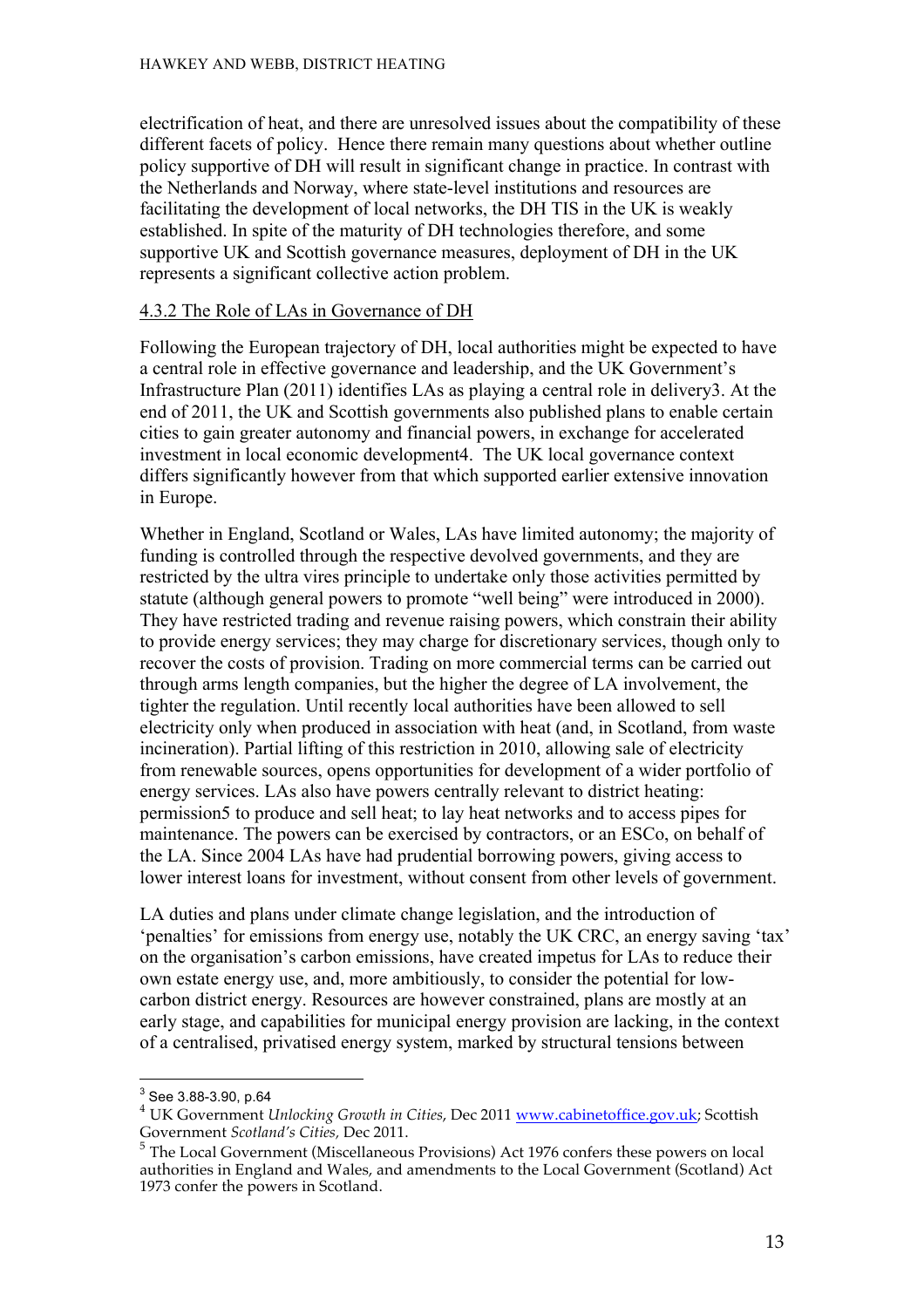electrification of heat, and there are unresolved issues about the compatibility of these different facets of policy. Hence there remain many questions about whether outline policy supportive of DH will result in significant change in practice. In contrast with the Netherlands and Norway, where state-level institutions and resources are facilitating the development of local networks, the DH TIS in the UK is weakly established. In spite of the maturity of DH technologies therefore, and some supportive UK and Scottish governance measures, deployment of DH in the UK represents a significant collective action problem.

4.3.2 The Role of LAs in Governance of DH

Following the European trajectory of DH, local authorities might be expected to have a central role in effective governance and leadership, and the UK Government's Infrastructure Plan (2011) identifies LAs as playing a central role in delivery[3]. At the end of 2011, the UK and Scottish governments also published plans to enable certain cities to gain greater autonomy and financial powers, in exchange for accelerated investment in local economic development[4]. The UK local governance context differs significantly however from that which supported earlier extensive innovation in Europe.

Whether in England, Scotland or Wales, LAs have limited autonomy; the majority of funding is controlled through the respective devolved governments, and they are restricted by the ultra vires principle to undertake only those activities permitted by statute (although general powers to promote "well being" were introduced in 2000). They have restricted trading and revenue raising powers, which constrain their ability to provide energy services; they may charge for discretionary services, though only to recover the costs of provision. Trading on more commercial terms can be carried out through arms length companies, but the higher the degree of LA involvement, the tighter the regulation. Until recently local authorities have been allowed to sell electricity only when produced in association with heat (and, in Scotland, from waste incineration). Partial lifting of this restriction in 2010, allowing sale of electricity from renewable sources, opens opportunities for development of a wider portfolio of energy services. LAs also have powers centrally relevant to district heating: permission[5] to produce and sell heat; to lay heat networks and to access pipes for maintenance. The powers can be exercised by contractors, or an ESCo, on behalf of the LA. Since 2004 LAs have had prudential borrowing powers, giving access to lower interest loans for investment, without consent from other levels of government.

LA duties and plans under climate change legislation, and the introduction of 'penalties' for emissions from energy use, notably the UK CRC, an energy saving 'tax' on the organisation's carbon emissions, have created impetus for LAs to reduce their own estate energy use, and, more ambitiously, to consider the potential for low-carbon district energy. Resources are however constrained, plans are mostly at an early stage, and capabilities for municipal energy provision are lacking, in the context of a centralised, privatised energy system, marked by structural tensions between

---

[3] See 3.88-3.90, p.64

[4] UK Government *Unlocking Growth in Cities*, Dec 2011 www.cabinetoffice.gov.uk; Scottish Government *Scotland's Cities*, Dec 2011.

[5] The Local Government (Miscellaneous Provisions) Act 1976 confers these powers on local authorities in England and Wales, and amendments to the Local Government (Scotland) Act 1973 confer the powers in Scotland.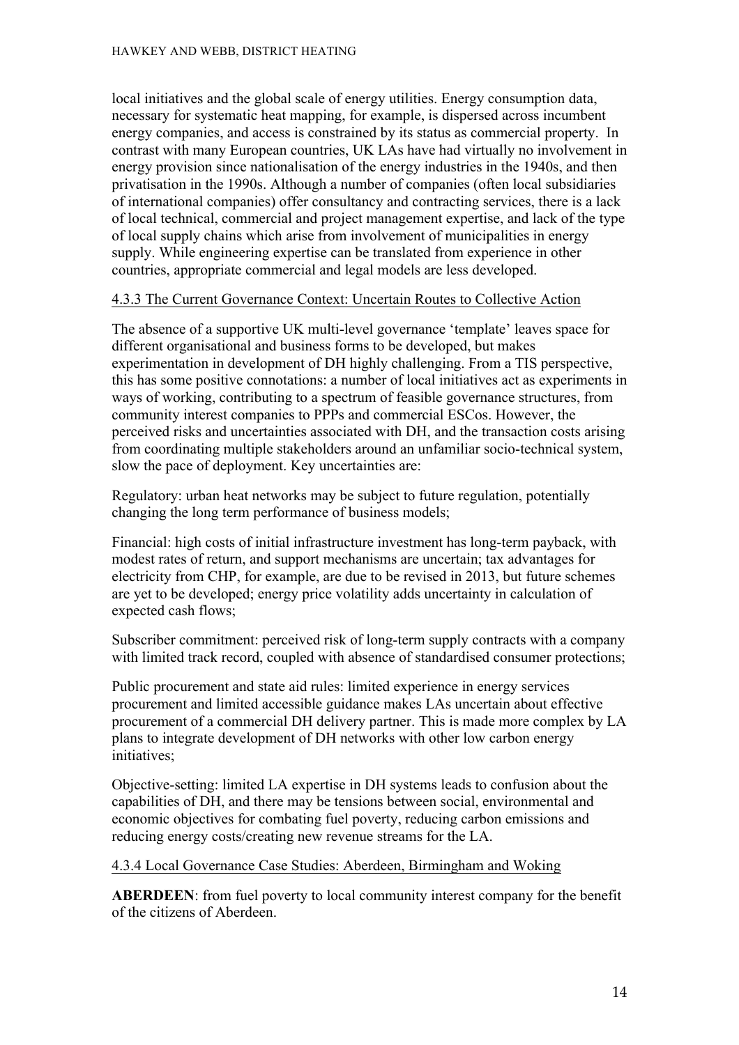local initiatives and the global scale of energy utilities. Energy consumption data, necessary for systematic heat mapping, for example, is dispersed across incumbent energy companies, and access is constrained by its status as commercial property. In contrast with many European countries, UK LAs have had virtually no involvement in energy provision since nationalisation of the energy industries in the 1940s, and then privatisation in the 1990s. Although a number of companies (often local subsidiaries of international companies) offer consultancy and contracting services, there is a lack of local technical, commercial and project management expertise, and lack of the type of local supply chains which arise from involvement of municipalities in energy supply. While engineering expertise can be translated from experience in other countries, appropriate commercial and legal models are less developed.

#### 4.3.3 The Current Governance Context: Uncertain Routes to Collective Action

The absence of a supportive UK multi-level governance 'template' leaves space for different organisational and business forms to be developed, but makes experimentation in development of DH highly challenging. From a TIS perspective, this has some positive connotations: a number of local initiatives act as experiments in ways of working, contributing to a spectrum of feasible governance structures, from community interest companies to PPPs and commercial ESCos. However, the perceived risks and uncertainties associated with DH, and the transaction costs arising from coordinating multiple stakeholders around an unfamiliar socio-technical system, slow the pace of deployment. Key uncertainties are:

Regulatory: urban heat networks may be subject to future regulation, potentially changing the long term performance of business models;

Financial: high costs of initial infrastructure investment has long-term payback, with modest rates of return, and support mechanisms are uncertain; tax advantages for electricity from CHP, for example, are due to be revised in 2013, but future schemes are yet to be developed; energy price volatility adds uncertainty in calculation of expected cash flows;

Subscriber commitment: perceived risk of long-term supply contracts with a company with limited track record, coupled with absence of standardised consumer protections;

Public procurement and state aid rules: limited experience in energy services procurement and limited accessible guidance makes LAs uncertain about effective procurement of a commercial DH delivery partner. This is made more complex by LA plans to integrate development of DH networks with other low carbon energy initiatives;

Objective-setting: limited LA expertise in DH systems leads to confusion about the capabilities of DH, and there may be tensions between social, environmental and economic objectives for combating fuel poverty, reducing carbon emissions and reducing energy costs/creating new revenue streams for the LA.

#### 4.3.4 Local Governance Case Studies: Aberdeen, Birmingham and Woking

**ABERDEEN**: from fuel poverty to local community interest company for the benefit of the citizens of Aberdeen.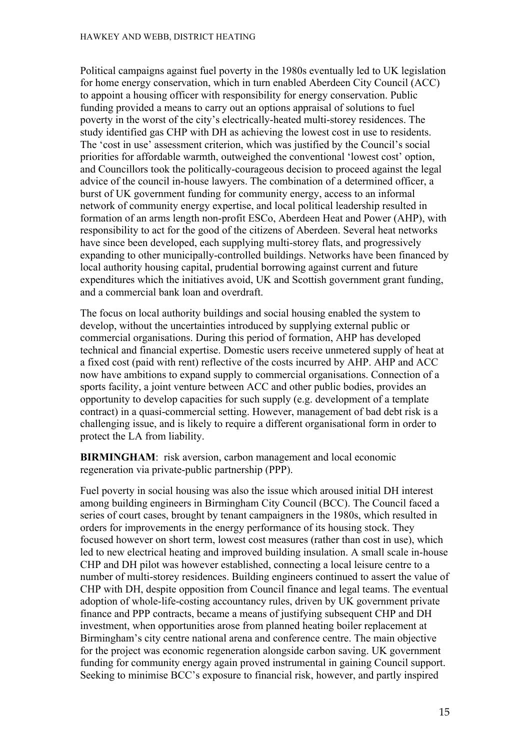Political campaigns against fuel poverty in the 1980s eventually led to UK legislation for home energy conservation, which in turn enabled Aberdeen City Council (ACC) to appoint a housing officer with responsibility for energy conservation. Public funding provided a means to carry out an options appraisal of solutions to fuel poverty in the worst of the city's electrically-heated multi-storey residences. The study identified gas CHP with DH as achieving the lowest cost in use to residents. The 'cost in use' assessment criterion, which was justified by the Council's social priorities for affordable warmth, outweighed the conventional 'lowest cost' option, and Councillors took the politically-courageous decision to proceed against the legal advice of the council in-house lawyers. The combination of a determined officer, a burst of UK government funding for community energy, access to an informal network of community energy expertise, and local political leadership resulted in formation of an arms length non-profit ESCo, Aberdeen Heat and Power (AHP), with responsibility to act for the good of the citizens of Aberdeen. Several heat networks have since been developed, each supplying multi-storey flats, and progressively expanding to other municipally-controlled buildings. Networks have been financed by local authority housing capital, prudential borrowing against current and future expenditures which the initiatives avoid, UK and Scottish government grant funding, and a commercial bank loan and overdraft.

The focus on local authority buildings and social housing enabled the system to develop, without the uncertainties introduced by supplying external public or commercial organisations. During this period of formation, AHP has developed technical and financial expertise. Domestic users receive unmetered supply of heat at a fixed cost (paid with rent) reflective of the costs incurred by AHP. AHP and ACC now have ambitions to expand supply to commercial organisations. Connection of a sports facility, a joint venture between ACC and other public bodies, provides an opportunity to develop capacities for such supply (e.g. development of a template contract) in a quasi-commercial setting. However, management of bad debt risk is a challenging issue, and is likely to require a different organisational form in order to protect the LA from liability.

**BIRMINGHAM**: risk aversion, carbon management and local economic regeneration via private-public partnership (PPP).

Fuel poverty in social housing was also the issue which aroused initial DH interest among building engineers in Birmingham City Council (BCC). The Council faced a series of court cases, brought by tenant campaigners in the 1980s, which resulted in orders for improvements in the energy performance of its housing stock. They focused however on short term, lowest cost measures (rather than cost in use), which led to new electrical heating and improved building insulation. A small scale in-house CHP and DH pilot was however established, connecting a local leisure centre to a number of multi-storey residences. Building engineers continued to assert the value of CHP with DH, despite opposition from Council finance and legal teams. The eventual adoption of whole-life-costing accountancy rules, driven by UK government private finance and PPP contracts, became a means of justifying subsequent CHP and DH investment, when opportunities arose from planned heating boiler replacement at Birmingham's city centre national arena and conference centre. The main objective for the project was economic regeneration alongside carbon saving. UK government funding for community energy again proved instrumental in gaining Council support. Seeking to minimise BCC's exposure to financial risk, however, and partly inspired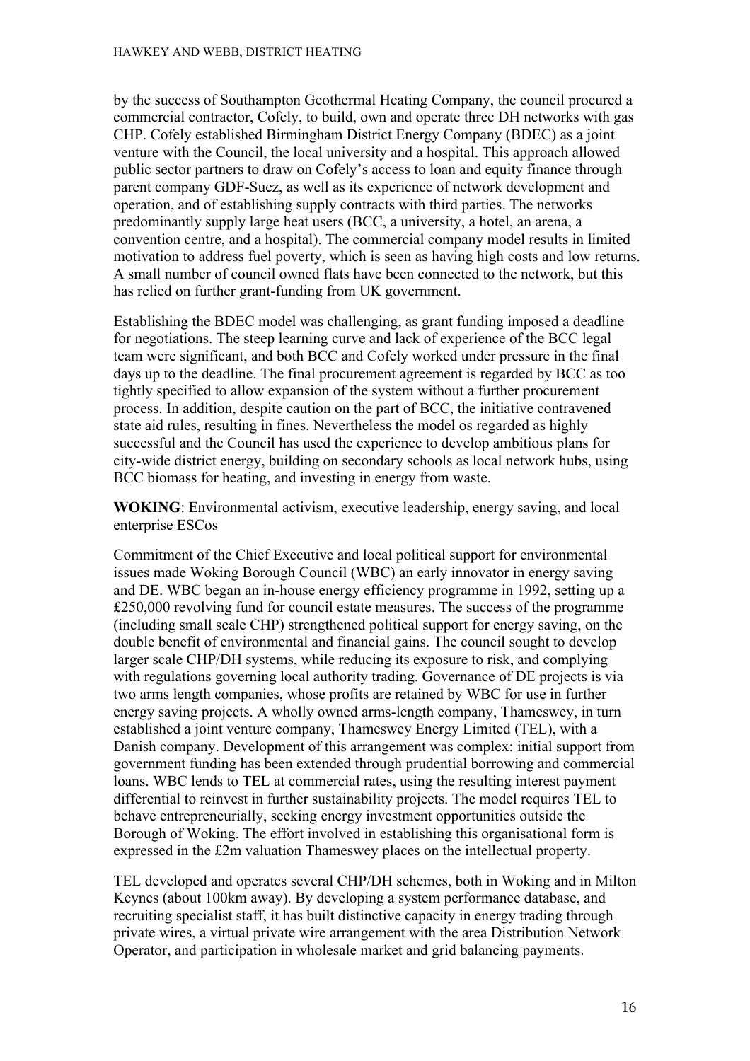by the success of Southampton Geothermal Heating Company, the council procured a commercial contractor, Cofely, to build, own and operate three DH networks with gas CHP. Cofely established Birmingham District Energy Company (BDEC) as a joint venture with the Council, the local university and a hospital. This approach allowed public sector partners to draw on Cofely's access to loan and equity finance through parent company GDF-Suez, as well as its experience of network development and operation, and of establishing supply contracts with third parties. The networks predominantly supply large heat users (BCC, a university, a hotel, an arena, a convention centre, and a hospital). The commercial company model results in limited motivation to address fuel poverty, which is seen as having high costs and low returns. A small number of council owned flats have been connected to the network, but this has relied on further grant-funding from UK government.

Establishing the BDEC model was challenging, as grant funding imposed a deadline for negotiations. The steep learning curve and lack of experience of the BCC legal team were significant, and both BCC and Cofely worked under pressure in the final days up to the deadline. The final procurement agreement is regarded by BCC as too tightly specified to allow expansion of the system without a further procurement process. In addition, despite caution on the part of BCC, the initiative contravened state aid rules, resulting in fines. Nevertheless the model os regarded as highly successful and the Council has used the experience to develop ambitious plans for city-wide district energy, building on secondary schools as local network hubs, using BCC biomass for heating, and investing in energy from waste.

**WOKING**: Environmental activism, executive leadership, energy saving, and local enterprise ESCos

Commitment of the Chief Executive and local political support for environmental issues made Woking Borough Council (WBC) an early innovator in energy saving and DE. WBC began an in-house energy efficiency programme in 1992, setting up a £250,000 revolving fund for council estate measures. The success of the programme (including small scale CHP) strengthened political support for energy saving, on the double benefit of environmental and financial gains. The council sought to develop larger scale CHP/DH systems, while reducing its exposure to risk, and complying with regulations governing local authority trading. Governance of DE projects is via two arms length companies, whose profits are retained by WBC for use in further energy saving projects. A wholly owned arms-length company, Thameswey, in turn established a joint venture company, Thameswey Energy Limited (TEL), with a Danish company. Development of this arrangement was complex: initial support from government funding has been extended through prudential borrowing and commercial loans. WBC lends to TEL at commercial rates, using the resulting interest payment differential to reinvest in further sustainability projects. The model requires TEL to behave entrepreneurially, seeking energy investment opportunities outside the Borough of Woking. The effort involved in establishing this organisational form is expressed in the £2m valuation Thameswey places on the intellectual property.

TEL developed and operates several CHP/DH schemes, both in Woking and in Milton Keynes (about 100km away). By developing a system performance database, and recruiting specialist staff, it has built distinctive capacity in energy trading through private wires, a virtual private wire arrangement with the area Distribution Network Operator, and participation in wholesale market and grid balancing payments.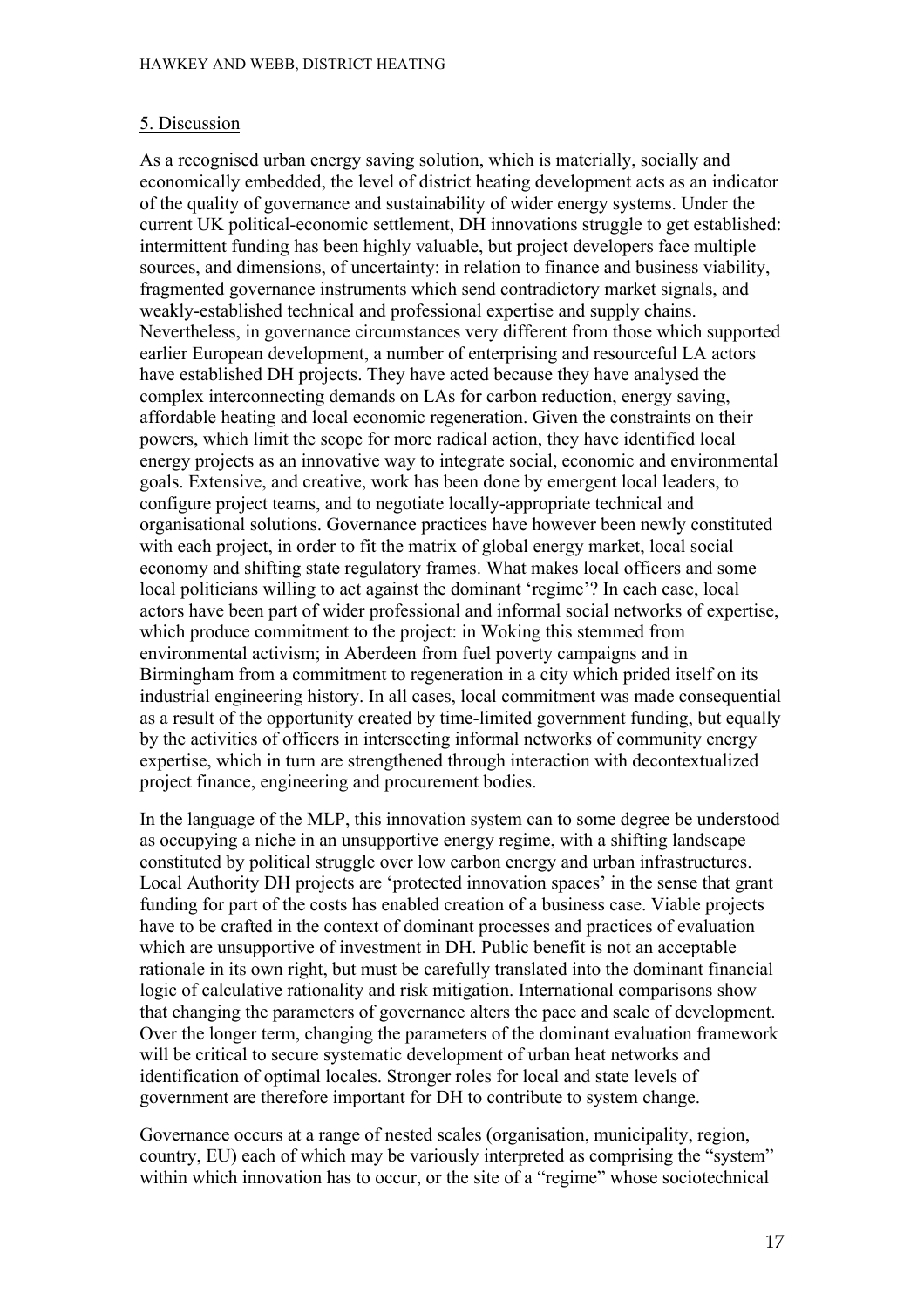## 5. Discussion

As a recognised urban energy saving solution, which is materially, socially and economically embedded, the level of district heating development acts as an indicator of the quality of governance and sustainability of wider energy systems. Under the current UK political-economic settlement, DH innovations struggle to get established: intermittent funding has been highly valuable, but project developers face multiple sources, and dimensions, of uncertainty: in relation to finance and business viability, fragmented governance instruments which send contradictory market signals, and weakly-established technical and professional expertise and supply chains. Nevertheless, in governance circumstances very different from those which supported earlier European development, a number of enterprising and resourceful LA actors have established DH projects. They have acted because they have analysed the complex interconnecting demands on LAs for carbon reduction, energy saving, affordable heating and local economic regeneration. Given the constraints on their powers, which limit the scope for more radical action, they have identified local energy projects as an innovative way to integrate social, economic and environmental goals. Extensive, and creative, work has been done by emergent local leaders, to configure project teams, and to negotiate locally-appropriate technical and organisational solutions. Governance practices have however been newly constituted with each project, in order to fit the matrix of global energy market, local social economy and shifting state regulatory frames. What makes local officers and some local politicians willing to act against the dominant 'regime'? In each case, local actors have been part of wider professional and informal social networks of expertise, which produce commitment to the project: in Woking this stemmed from environmental activism; in Aberdeen from fuel poverty campaigns and in Birmingham from a commitment to regeneration in a city which prided itself on its industrial engineering history. In all cases, local commitment was made consequential as a result of the opportunity created by time-limited government funding, but equally by the activities of officers in intersecting informal networks of community energy expertise, which in turn are strengthened through interaction with decontextualized project finance, engineering and procurement bodies.

In the language of the MLP, this innovation system can to some degree be understood as occupying a niche in an unsupportive energy regime, with a shifting landscape constituted by political struggle over low carbon energy and urban infrastructures. Local Authority DH projects are 'protected innovation spaces' in the sense that grant funding for part of the costs has enabled creation of a business case. Viable projects have to be crafted in the context of dominant processes and practices of evaluation which are unsupportive of investment in DH. Public benefit is not an acceptable rationale in its own right, but must be carefully translated into the dominant financial logic of calculative rationality and risk mitigation. International comparisons show that changing the parameters of governance alters the pace and scale of development. Over the longer term, changing the parameters of the dominant evaluation framework will be critical to secure systematic development of urban heat networks and identification of optimal locales. Stronger roles for local and state levels of government are therefore important for DH to contribute to system change.

Governance occurs at a range of nested scales (organisation, municipality, region, country, EU) each of which may be variously interpreted as comprising the "system" within which innovation has to occur, or the site of a "regime" whose sociotechnical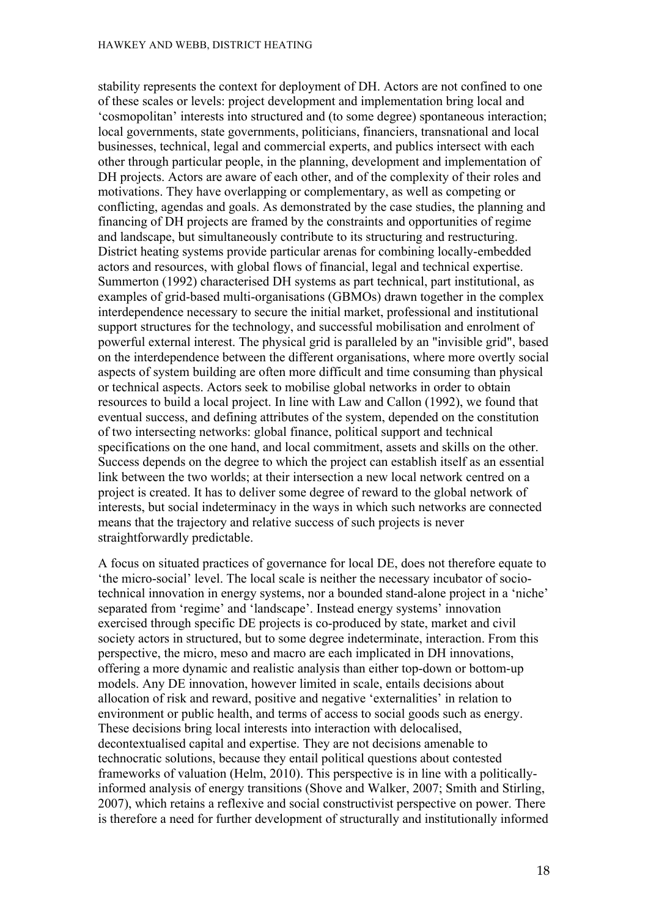stability represents the context for deployment of DH. Actors are not confined to one of these scales or levels: project development and implementation bring local and 'cosmopolitan' interests into structured and (to some degree) spontaneous interaction; local governments, state governments, politicians, financiers, transnational and local businesses, technical, legal and commercial experts, and publics intersect with each other through particular people, in the planning, development and implementation of DH projects. Actors are aware of each other, and of the complexity of their roles and motivations. They have overlapping or complementary, as well as competing or conflicting, agendas and goals. As demonstrated by the case studies, the planning and financing of DH projects are framed by the constraints and opportunities of regime and landscape, but simultaneously contribute to its structuring and restructuring. District heating systems provide particular arenas for combining locally-embedded actors and resources, with global flows of financial, legal and technical expertise. Summerton (1992) characterised DH systems as part technical, part institutional, as examples of grid-based multi-organisations (GBMOs) drawn together in the complex interdependence necessary to secure the initial market, professional and institutional support structures for the technology, and successful mobilisation and enrolment of powerful external interest. The physical grid is paralleled by an "invisible grid", based on the interdependence between the different organisations, where more overtly social aspects of system building are often more difficult and time consuming than physical or technical aspects. Actors seek to mobilise global networks in order to obtain resources to build a local project. In line with Law and Callon (1992), we found that eventual success, and defining attributes of the system, depended on the constitution of two intersecting networks: global finance, political support and technical specifications on the one hand, and local commitment, assets and skills on the other. Success depends on the degree to which the project can establish itself as an essential link between the two worlds; at their intersection a new local network centred on a project is created. It has to deliver some degree of reward to the global network of interests, but social indeterminacy in the ways in which such networks are connected means that the trajectory and relative success of such projects is never straightforwardly predictable.

A focus on situated practices of governance for local DE, does not therefore equate to 'the micro-social' level. The local scale is neither the necessary incubator of socio-technical innovation in energy systems, nor a bounded stand-alone project in a 'niche' separated from 'regime' and 'landscape'. Instead energy systems' innovation exercised through specific DE projects is co-produced by state, market and civil society actors in structured, but to some degree indeterminate, interaction. From this perspective, the micro, meso and macro are each implicated in DH innovations, offering a more dynamic and realistic analysis than either top-down or bottom-up models. Any DE innovation, however limited in scale, entails decisions about allocation of risk and reward, positive and negative 'externalities' in relation to environment or public health, and terms of access to social goods such as energy. These decisions bring local interests into interaction with delocalised, decontextualised capital and expertise. They are not decisions amenable to technocratic solutions, because they entail political questions about contested frameworks of valuation (Helm, 2010). This perspective is in line with a politically-informed analysis of energy transitions (Shove and Walker, 2007; Smith and Stirling, 2007), which retains a reflexive and social constructivist perspective on power. There is therefore a need for further development of structurally and institutionally informed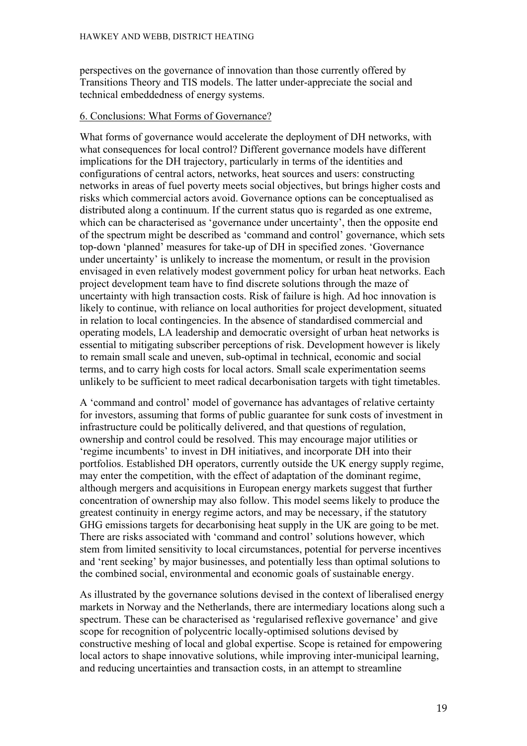perspectives on the governance of innovation than those currently offered by Transitions Theory and TIS models. The latter under-appreciate the social and technical embeddedness of energy systems.

## 6. Conclusions: What Forms of Governance?

What forms of governance would accelerate the deployment of DH networks, with what consequences for local control? Different governance models have different implications for the DH trajectory, particularly in terms of the identities and configurations of central actors, networks, heat sources and users: constructing networks in areas of fuel poverty meets social objectives, but brings higher costs and risks which commercial actors avoid. Governance options can be conceptualised as distributed along a continuum. If the current status quo is regarded as one extreme, which can be characterised as 'governance under uncertainty', then the opposite end of the spectrum might be described as 'command and control' governance, which sets top-down 'planned' measures for take-up of DH in specified zones. 'Governance under uncertainty' is unlikely to increase the momentum, or result in the provision envisaged in even relatively modest government policy for urban heat networks. Each project development team have to find discrete solutions through the maze of uncertainty with high transaction costs. Risk of failure is high. Ad hoc innovation is likely to continue, with reliance on local authorities for project development, situated in relation to local contingencies. In the absence of standardised commercial and operating models, LA leadership and democratic oversight of urban heat networks is essential to mitigating subscriber perceptions of risk. Development however is likely to remain small scale and uneven, sub-optimal in technical, economic and social terms, and to carry high costs for local actors. Small scale experimentation seems unlikely to be sufficient to meet radical decarbonisation targets with tight timetables.

A 'command and control' model of governance has advantages of relative certainty for investors, assuming that forms of public guarantee for sunk costs of investment in infrastructure could be politically delivered, and that questions of regulation, ownership and control could be resolved. This may encourage major utilities or 'regime incumbents' to invest in DH initiatives, and incorporate DH into their portfolios. Established DH operators, currently outside the UK energy supply regime, may enter the competition, with the effect of adaptation of the dominant regime, although mergers and acquisitions in European energy markets suggest that further concentration of ownership may also follow. This model seems likely to produce the greatest continuity in energy regime actors, and may be necessary, if the statutory GHG emissions targets for decarbonising heat supply in the UK are going to be met. There are risks associated with 'command and control' solutions however, which stem from limited sensitivity to local circumstances, potential for perverse incentives and 'rent seeking' by major businesses, and potentially less than optimal solutions to the combined social, environmental and economic goals of sustainable energy.

As illustrated by the governance solutions devised in the context of liberalised energy markets in Norway and the Netherlands, there are intermediary locations along such a spectrum. These can be characterised as 'regularised reflexive governance' and give scope for recognition of polycentric locally-optimised solutions devised by constructive meshing of local and global expertise. Scope is retained for empowering local actors to shape innovative solutions, while improving inter-municipal learning, and reducing uncertainties and transaction costs, in an attempt to streamline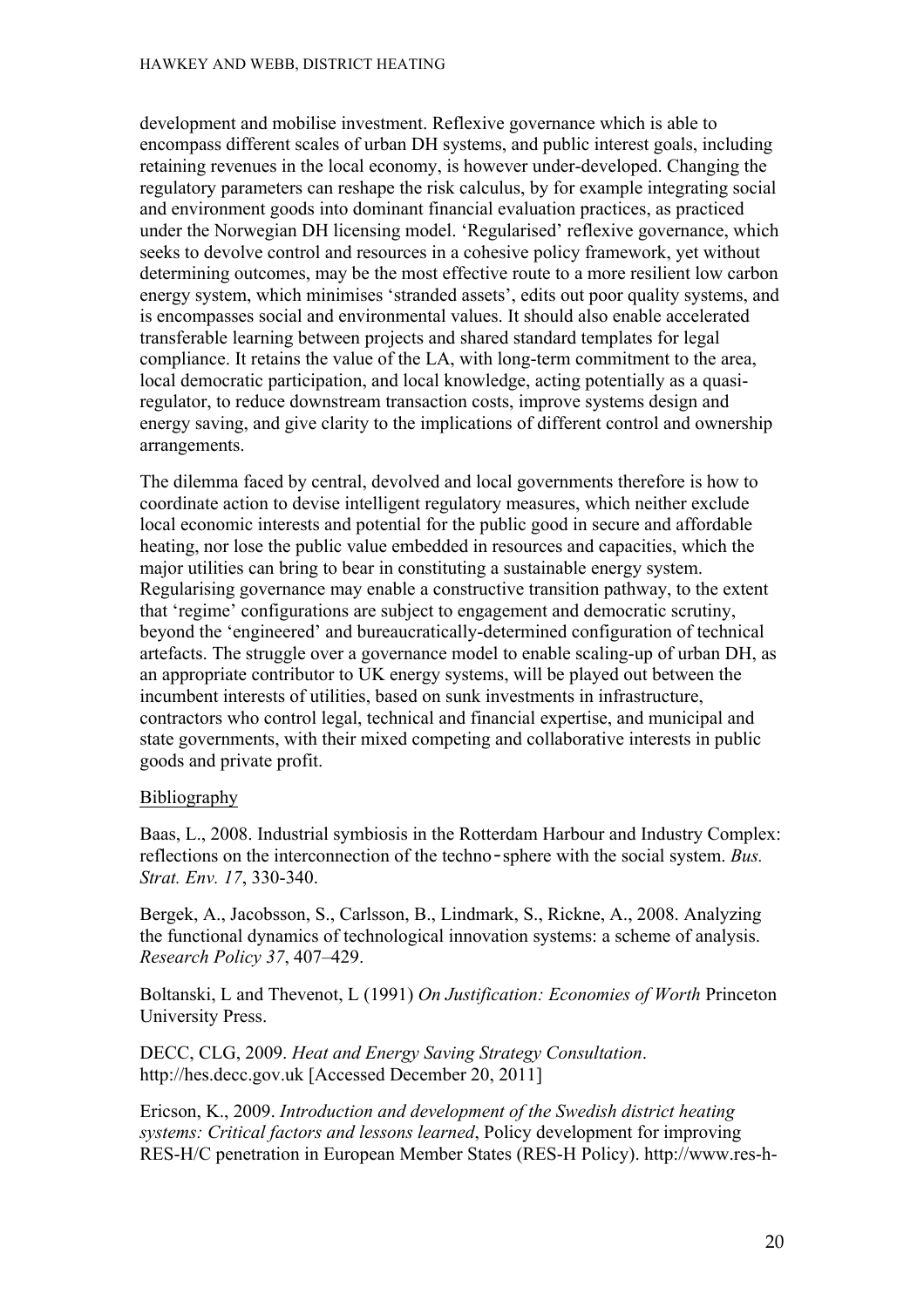development and mobilise investment. Reflexive governance which is able to encompass different scales of urban DH systems, and public interest goals, including retaining revenues in the local economy, is however under-developed. Changing the regulatory parameters can reshape the risk calculus, by for example integrating social and environment goods into dominant financial evaluation practices, as practiced under the Norwegian DH licensing model. 'Regularised' reflexive governance, which seeks to devolve control and resources in a cohesive policy framework, yet without determining outcomes, may be the most effective route to a more resilient low carbon energy system, which minimises 'stranded assets', edits out poor quality systems, and is encompasses social and environmental values. It should also enable accelerated transferable learning between projects and shared standard templates for legal compliance. It retains the value of the LA, with long-term commitment to the area, local democratic participation, and local knowledge, acting potentially as a quasi-regulator, to reduce downstream transaction costs, improve systems design and energy saving, and give clarity to the implications of different control and ownership arrangements.

The dilemma faced by central, devolved and local governments therefore is how to coordinate action to devise intelligent regulatory measures, which neither exclude local economic interests and potential for the public good in secure and affordable heating, nor lose the public value embedded in resources and capacities, which the major utilities can bring to bear in constituting a sustainable energy system. Regularising governance may enable a constructive transition pathway, to the extent that 'regime' configurations are subject to engagement and democratic scrutiny, beyond the 'engineered' and bureaucratically-determined configuration of technical artefacts. The struggle over a governance model to enable scaling-up of urban DH, as an appropriate contributor to UK energy systems, will be played out between the incumbent interests of utilities, based on sunk investments in infrastructure, contractors who control legal, technical and financial expertise, and municipal and state governments, with their mixed competing and collaborative interests in public goods and private profit.

## Bibliography

Baas, L., 2008. Industrial symbiosis in the Rotterdam Harbour and Industry Complex: reflections on the interconnection of the techno-sphere with the social system. *Bus. Strat. Env. 17*, 330-340.

Bergek, A., Jacobsson, S., Carlsson, B., Lindmark, S., Rickne, A., 2008. Analyzing the functional dynamics of technological innovation systems: a scheme of analysis. *Research Policy 37*, 407–429.

Boltanski, L and Thevenot, L (1991) *On Justification: Economies of Worth* Princeton University Press.

DECC, CLG, 2009. *Heat and Energy Saving Strategy Consultation*. http://hes.decc.gov.uk [Accessed December 20, 2011]

Ericson, K., 2009. *Introduction and development of the Swedish district heating systems: Critical factors and lessons learned*, Policy development for improving RES-H/C penetration in European Member States (RES-H Policy). http://www.res-h-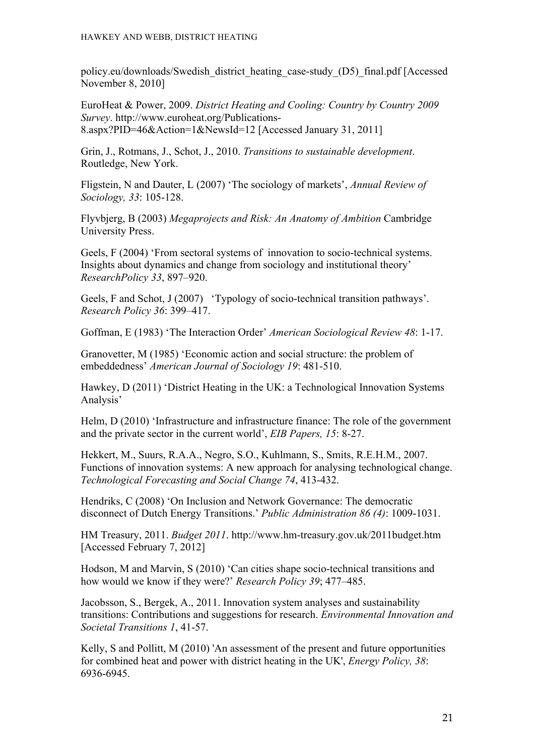policy.eu/downloads/Swedish_district_heating_case-study_(D5)_final.pdf [Accessed November 8, 2010]

EuroHeat & Power, 2009. *District Heating and Cooling: Country by Country 2009 Survey*. http://www.euroheat.org/Publications-8.aspx?PID=46&Action=1&NewsId=12 [Accessed January 31, 2011]

Grin, J., Rotmans, J., Schot, J., 2010. *Transitions to sustainable development*. Routledge, New York.

Fligstein, N and Dauter, L (2007) 'The sociology of markets', *Annual Review of Sociology, 33*: 105-128.

Flyvbjerg, B (2003) *Megaprojects and Risk: An Anatomy of Ambition* Cambridge University Press.

Geels, F (2004) 'From sectoral systems of innovation to socio-technical systems. Insights about dynamics and change from sociology and institutional theory' *ResearchPolicy 33*, 897–920.

Geels, F and Schot, J (2007) 'Typology of socio-technical transition pathways'. *Research Policy 36*: 399–417.

Goffman, E (1983) 'The Interaction Order' *American Sociological Review 48*: 1-17.

Granovetter, M (1985) 'Economic action and social structure: the problem of embeddedness' *American Journal of Sociology 19*: 481-510.

Hawkey, D (2011) 'District Heating in the UK: a Technological Innovation Systems Analysis'

Helm, D (2010) 'Infrastructure and infrastructure finance: The role of the government and the private sector in the current world', *EIB Papers, 15*: 8-27.

Hekkert, M., Suurs, R.A.A., Negro, S.O., Kuhlmann, S., Smits, R.E.H.M., 2007. Functions of innovation systems: A new approach for analysing technological change. *Technological Forecasting and Social Change 74*, 413-432.

Hendriks, C (2008) 'On Inclusion and Network Governance: The democratic disconnect of Dutch Energy Transitions.' *Public Administration 86 (4)*: 1009-1031.

HM Treasury, 2011. *Budget 2011*. http://www.hm-treasury.gov.uk/2011budget.htm [Accessed February 7, 2012]

Hodson, M and Marvin, S (2010) 'Can cities shape socio-technical transitions and how would we know if they were?' *Research Policy 39*; 477–485.

Jacobsson, S., Bergek, A., 2011. Innovation system analyses and sustainability transitions: Contributions and suggestions for research. *Environmental Innovation and Societal Transitions 1*, 41-57.

Kelly, S and Pollitt, M (2010) 'An assessment of the present and future opportunities for combined heat and power with district heating in the UK', *Energy Policy, 38*: 6936-6945.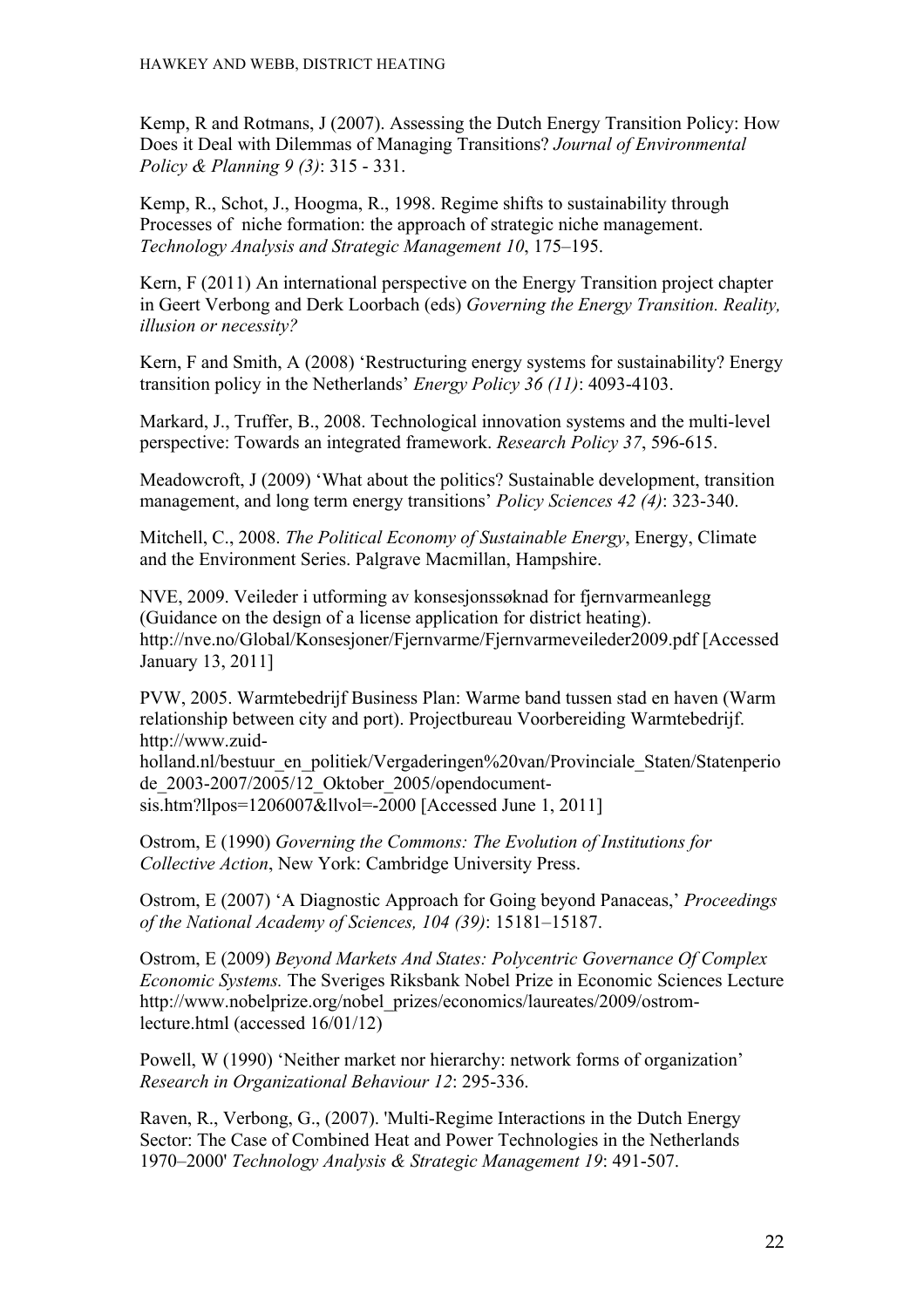Kemp, R and Rotmans, J (2007). Assessing the Dutch Energy Transition Policy: How Does it Deal with Dilemmas of Managing Transitions? *Journal of Environmental Policy & Planning 9 (3)*: 315 - 331.

Kemp, R., Schot, J., Hoogma, R., 1998. Regime shifts to sustainability through Processes of niche formation: the approach of strategic niche management. *Technology Analysis and Strategic Management 10*, 175–195.

Kern, F (2011) An international perspective on the Energy Transition project chapter in Geert Verbong and Derk Loorbach (eds) *Governing the Energy Transition. Reality, illusion or necessity?*

Kern, F and Smith, A (2008) 'Restructuring energy systems for sustainability? Energy transition policy in the Netherlands' *Energy Policy 36 (11)*: 4093-4103.

Markard, J., Truffer, B., 2008. Technological innovation systems and the multi-level perspective: Towards an integrated framework. *Research Policy 37*, 596-615.

Meadowcroft, J (2009) 'What about the politics? Sustainable development, transition management, and long term energy transitions' *Policy Sciences 42 (4)*: 323-340.

Mitchell, C., 2008. *The Political Economy of Sustainable Energy*, Energy, Climate and the Environment Series. Palgrave Macmillan, Hampshire.

NVE, 2009. Veileder i utforming av konsesjonssøknad for fjernvarmeanlegg (Guidance on the design of a license application for district heating). http://nve.no/Global/Konsesjoner/Fjernvarme/Fjernvarmeveileder2009.pdf [Accessed January 13, 2011]

PVW, 2005. Warmtebedrijf Business Plan: Warme band tussen stad en haven (Warm relationship between city and port). Projectbureau Voorbereiding Warmtebedrijf. http://www.zuid-holland.nl/bestuur_en_politiek/Vergaderingen%20van/Provinciale_Staten/Statenperiode_2003-2007/2005/12_Oktober_2005/opendocument-sis.htm?llpos=1206007&llvol=-2000 [Accessed June 1, 2011]

Ostrom, E (1990) *Governing the Commons: The Evolution of Institutions for Collective Action*, New York: Cambridge University Press.

Ostrom, E (2007) 'A Diagnostic Approach for Going beyond Panaceas,' *Proceedings of the National Academy of Sciences, 104 (39)*: 15181–15187.

Ostrom, E (2009) *Beyond Markets And States: Polycentric Governance Of Complex Economic Systems.* The Sveriges Riksbank Nobel Prize in Economic Sciences Lecture http://www.nobelprize.org/nobel_prizes/economics/laureates/2009/ostrom-lecture.html (accessed 16/01/12)

Powell, W (1990) 'Neither market nor hierarchy: network forms of organization' *Research in Organizational Behaviour 12*: 295-336.

Raven, R., Verbong, G., (2007). 'Multi-Regime Interactions in the Dutch Energy Sector: The Case of Combined Heat and Power Technologies in the Netherlands 1970–2000' *Technology Analysis & Strategic Management 19*: 491-507.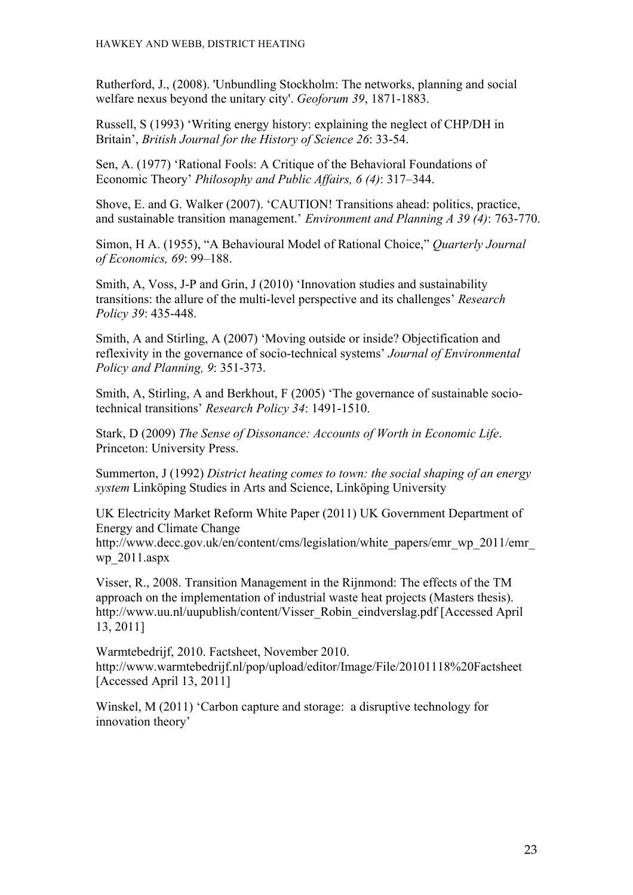Rutherford, J., (2008). 'Unbundling Stockholm: The networks, planning and social welfare nexus beyond the unitary city'. *Geoforum 39*, 1871-1883.

Russell, S (1993) 'Writing energy history: explaining the neglect of CHP/DH in Britain', *British Journal for the History of Science 26*: 33-54.

Sen, A. (1977) 'Rational Fools: A Critique of the Behavioral Foundations of Economic Theory' *Philosophy and Public Affairs, 6 (4)*: 317–344.

Shove, E. and G. Walker (2007). 'CAUTION! Transitions ahead: politics, practice, and sustainable transition management.' *Environment and Planning A 39 (4)*: 763-770.

Simon, H A. (1955), "A Behavioural Model of Rational Choice," *Quarterly Journal of Economics, 69*: 99–188.

Smith, A, Voss, J-P and Grin, J (2010) 'Innovation studies and sustainability transitions: the allure of the multi-level perspective and its challenges' *Research Policy 39*: 435-448.

Smith, A and Stirling, A (2007) 'Moving outside or inside? Objectification and reflexivity in the governance of socio-technical systems' *Journal of Environmental Policy and Planning, 9*: 351-373.

Smith, A, Stirling, A and Berkhout, F (2005) 'The governance of sustainable socio-technical transitions' *Research Policy 34*: 1491-1510.

Stark, D (2009) *The Sense of Dissonance: Accounts of Worth in Economic Life*. Princeton: University Press.

Summerton, J (1992) *District heating comes to town: the social shaping of an energy system* Linköping Studies in Arts and Science, Linköping University

UK Electricity Market Reform White Paper (2011) UK Government Department of Energy and Climate Change http://www.decc.gov.uk/en/content/cms/legislation/white_papers/emr_wp_2011/emr_wp_2011.aspx

Visser, R., 2008. Transition Management in the Rijnmond: The effects of the TM approach on the implementation of industrial waste heat projects (Masters thesis). http://www.uu.nl/uupublish/content/Visser_Robin_eindverslag.pdf [Accessed April 13, 2011]

Warmtebedrijf, 2010. Factsheet, November 2010. http://www.warmtebedrijf.nl/pop/upload/editor/Image/File/20101118%20Factsheet [Accessed April 13, 2011]

Winskel, M (2011) 'Carbon capture and storage: a disruptive technology for innovation theory'